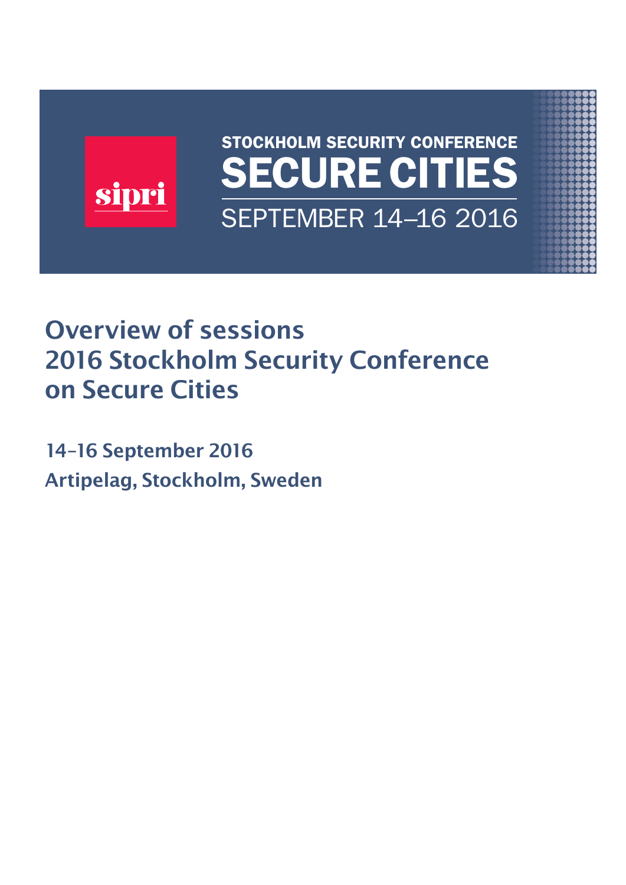sipri

STOCKHOLM SECURITY CONFERENCE

SECURE CITIES

SEPTEMBER 14–16 2016

# Overview of sessions 2016 Stockholm Security Conference on Secure Cities

**14–16 September 2016**

**Artipelag, Stockholm, Sweden**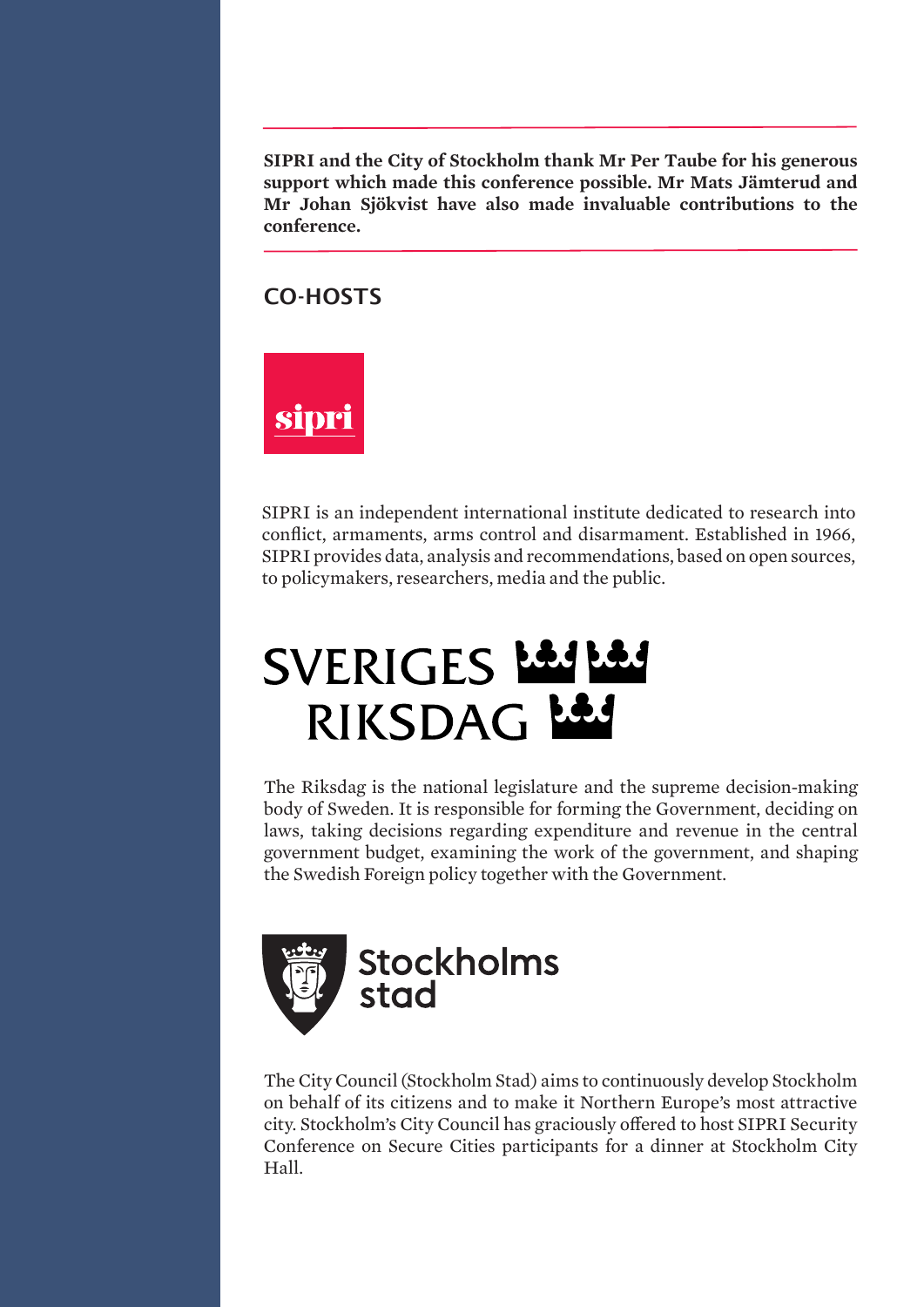**SIPRI and the City of Stockholm thank Mr Per Taube for his generous support which made this conference possible. Mr Mats Jämterud and Mr Johan Sjökvist have also made invaluable contributions to the conference.**

## CO-HOSTS

sipri

SIPRI is an independent international institute dedicated to research into conflict, armaments, arms control and disarmament. Established in 1966, SIPRI provides data, analysis and recommendations, based on open sources, to policymakers, researchers, media and the public.

SVERIGES RIKSDAG

The Riksdag is the national legislature and the supreme decision-making body of Sweden. It is responsible for forming the Government, deciding on laws, taking decisions regarding expenditure and revenue in the central government budget, examining the work of the government, and shaping the Swedish Foreign policy together with the Government.

Stockholms stad

The City Council (Stockholm Stad) aims to continuously develop Stockholm on behalf of its citizens and to make it Northern Europe's most attractive city. Stockholm's City Council has graciously offered to host SIPRI Security Conference on Secure Cities participants for a dinner at Stockholm City Hall.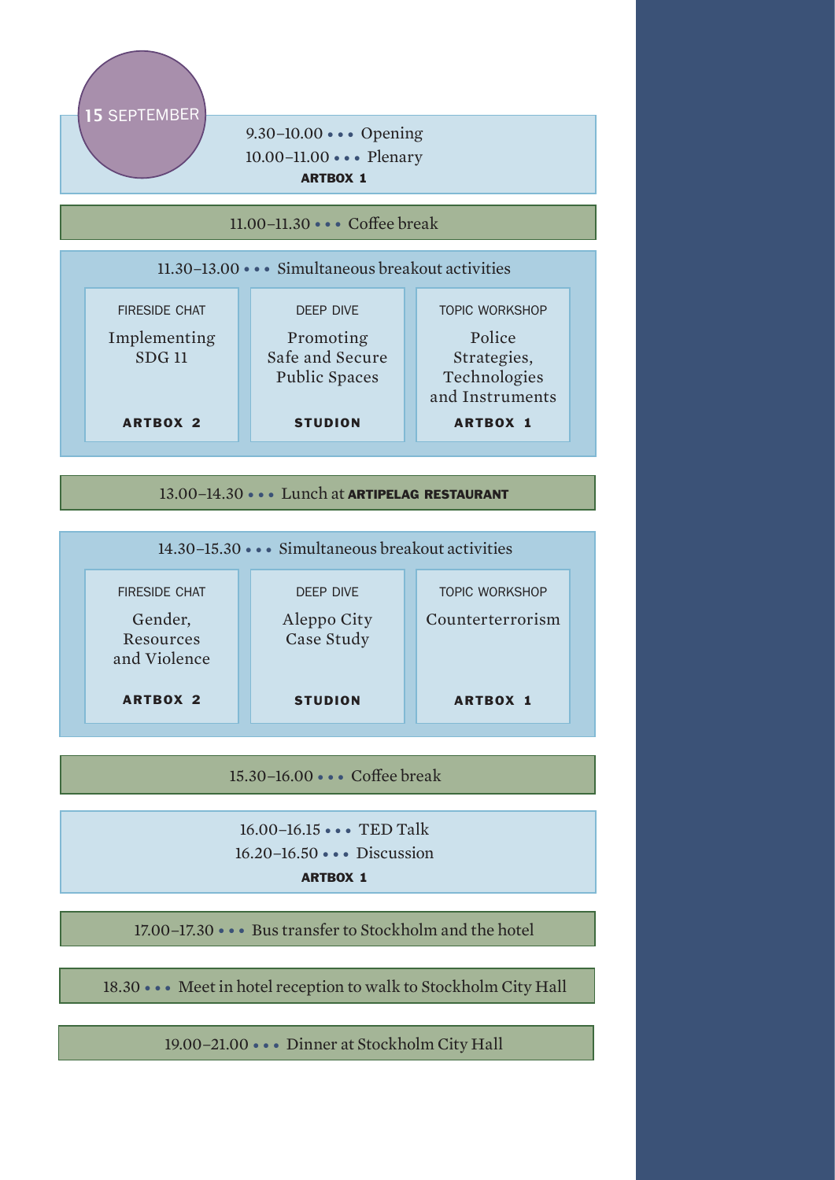## 15 SEPTEMBER

9.30–10.00 • • • Opening
10.00–11.00 • • • Plenary
**ARTBOX 1**

11.00–11.30 • • • Coffee break

11.30–13.00 • • • Simultaneous breakout activities

| FIRESIDE CHAT | DEEP DIVE | TOPIC WORKSHOP |
|---|---|---|
| Implementing SDG 11 | Promoting Safe and Secure Public Spaces | Police Strategies, Technologies and Instruments |
| **ARTBOX 2** | **STUDION** | **ARTBOX 1** |

13.00–14.30 • • • Lunch at **ARTIPELAG RESTAURANT**

14.30–15.30 • • • Simultaneous breakout activities

| FIRESIDE CHAT | DEEP DIVE | TOPIC WORKSHOP |
|---|---|---|
| Gender, Resources and Violence | Aleppo City Case Study | Counterterrorism |
| **ARTBOX 2** | **STUDION** | **ARTBOX 1** |

15.30–16.00 • • • Coffee break

16.00–16.15 • • • TED Talk
16.20–16.50 • • • Discussion
**ARTBOX 1**

17.00–17.30 • • • Bus transfer to Stockholm and the hotel

18.30 • • • Meet in hotel reception to walk to Stockholm City Hall

19.00–21.00 • • • Dinner at Stockholm City Hall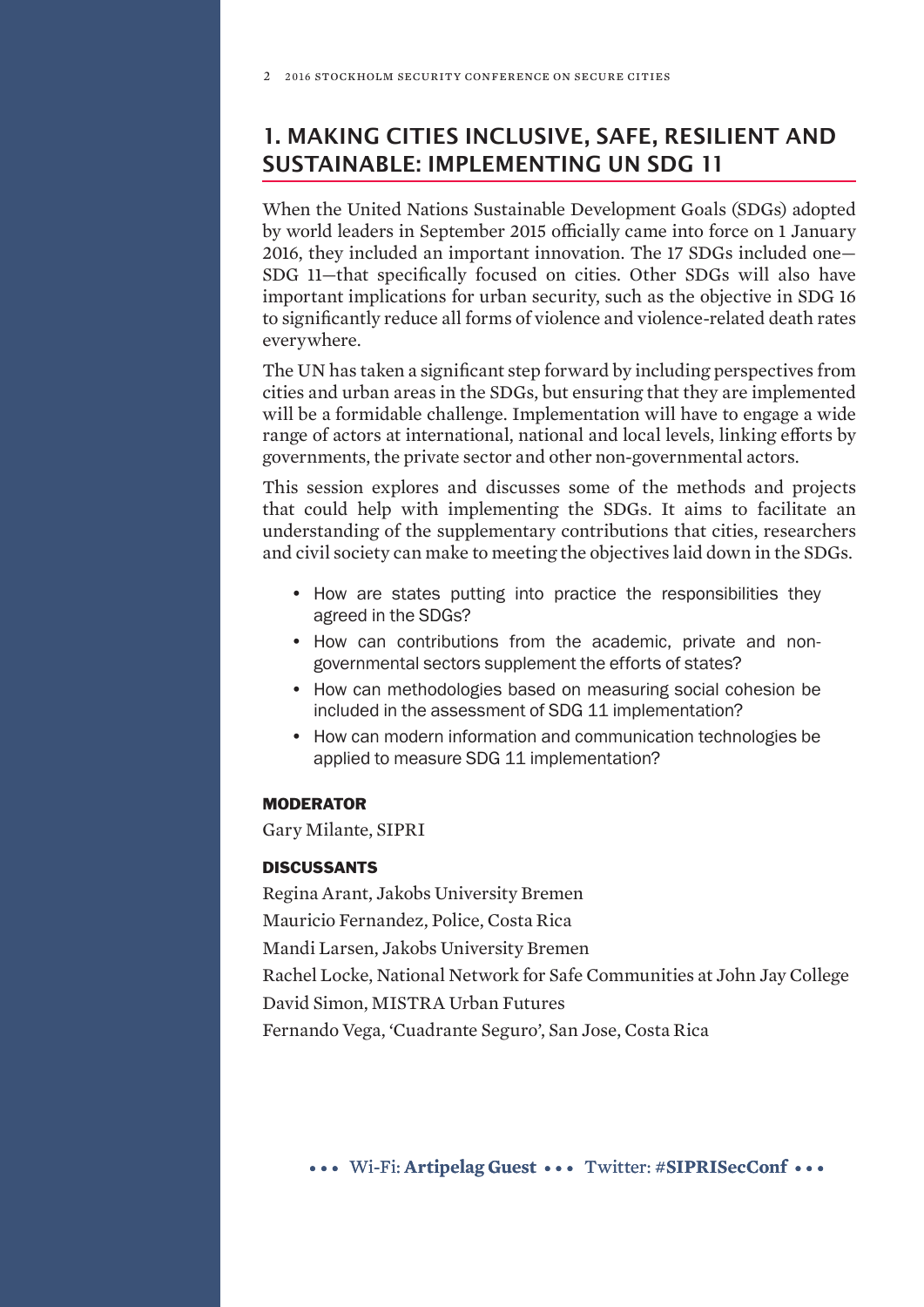## 1. MAKING CITIES INCLUSIVE, SAFE, RESILIENT AND SUSTAINABLE: IMPLEMENTING UN SDG 11

When the United Nations Sustainable Development Goals (SDGs) adopted by world leaders in September 2015 officially came into force on 1 January 2016, they included an important innovation. The 17 SDGs included one—SDG 11—that specifically focused on cities. Other SDGs will also have important implications for urban security, such as the objective in SDG 16 to significantly reduce all forms of violence and violence-related death rates everywhere.

The UN has taken a significant step forward by including perspectives from cities and urban areas in the SDGs, but ensuring that they are implemented will be a formidable challenge. Implementation will have to engage a wide range of actors at international, national and local levels, linking efforts by governments, the private sector and other non-governmental actors.

This session explores and discusses some of the methods and projects that could help with implementing the SDGs. It aims to facilitate an understanding of the supplementary contributions that cities, researchers and civil society can make to meeting the objectives laid down in the SDGs.

- How are states putting into practice the responsibilities they agreed in the SDGs?
- How can contributions from the academic, private and non-governmental sectors supplement the efforts of states?
- How can methodologies based on measuring social cohesion be included in the assessment of SDG 11 implementation?
- How can modern information and communication technologies be applied to measure SDG 11 implementation?

### MODERATOR

Gary Milante, SIPRI

### DISCUSSANTS

Regina Arant, Jakobs University Bremen
Mauricio Fernandez, Police, Costa Rica
Mandi Larsen, Jakobs University Bremen
Rachel Locke, National Network for Safe Communities at John Jay College
David Simon, MISTRA Urban Futures
Fernando Vega, 'Cuadrante Seguro', San Jose, Costa Rica

• • • Wi-Fi: **Artipelag Guest** • • • Twitter: #**SIPRISecConf** • • •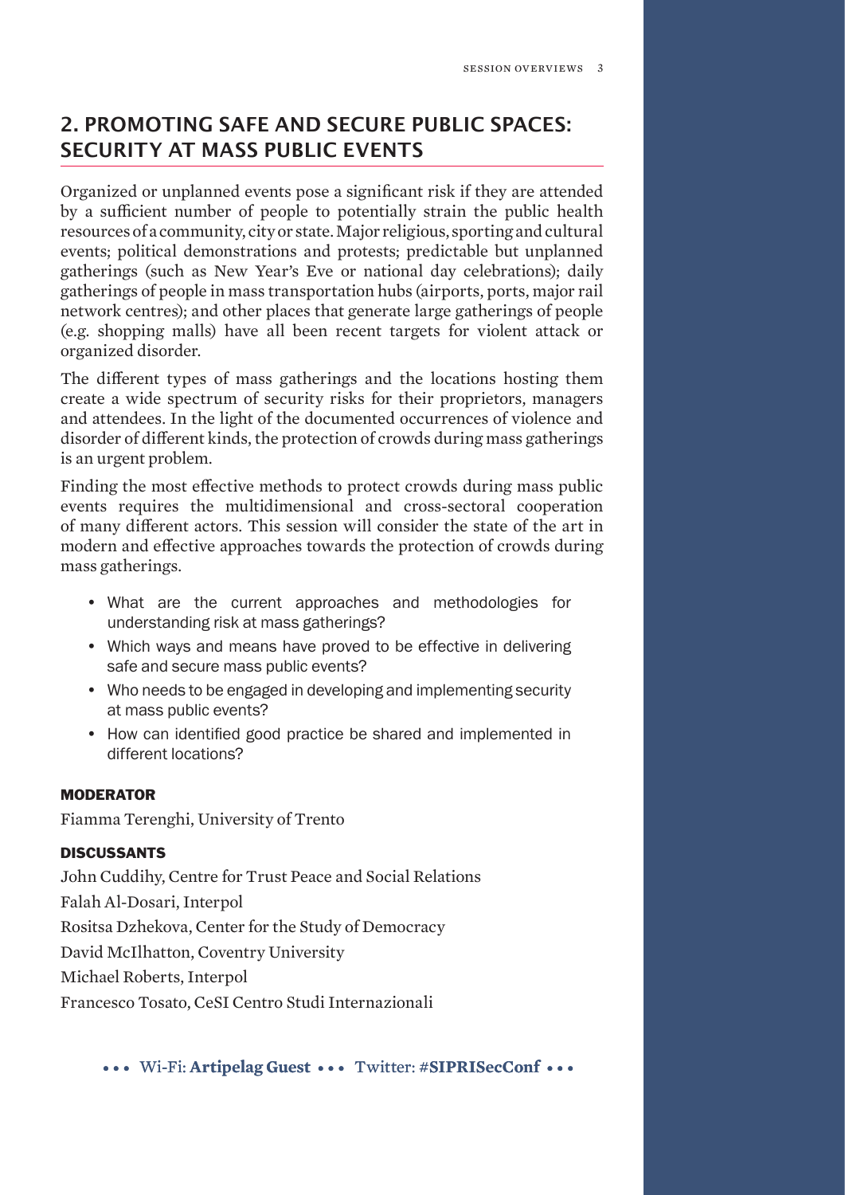## 2. PROMOTING SAFE AND SECURE PUBLIC SPACES: SECURITY AT MASS PUBLIC EVENTS

Organized or unplanned events pose a significant risk if they are attended by a sufficient number of people to potentially strain the public health resources of a community, city or state. Major religious, sporting and cultural events; political demonstrations and protests; predictable but unplanned gatherings (such as New Year's Eve or national day celebrations); daily gatherings of people in mass transportation hubs (airports, ports, major rail network centres); and other places that generate large gatherings of people (e.g. shopping malls) have all been recent targets for violent attack or organized disorder.

The different types of mass gatherings and the locations hosting them create a wide spectrum of security risks for their proprietors, managers and attendees. In the light of the documented occurrences of violence and disorder of different kinds, the protection of crowds during mass gatherings is an urgent problem.

Finding the most effective methods to protect crowds during mass public events requires the multidimensional and cross-sectoral cooperation of many different actors. This session will consider the state of the art in modern and effective approaches towards the protection of crowds during mass gatherings.

- What are the current approaches and methodologies for understanding risk at mass gatherings?
- Which ways and means have proved to be effective in delivering safe and secure mass public events?
- Who needs to be engaged in developing and implementing security at mass public events?
- How can identified good practice be shared and implemented in different locations?

### MODERATOR

Fiamma Terenghi, University of Trento

### DISCUSSANTS

John Cuddihy, Centre for Trust Peace and Social Relations

Falah Al-Dosari, Interpol

Rositsa Dzhekova, Center for the Study of Democracy

David McIlhatton, Coventry University

Michael Roberts, Interpol

Francesco Tosato, CeSI Centro Studi Internazionali

• • • Wi-Fi: **Artipelag Guest** • • • Twitter: #**SIPRISecConf** • • •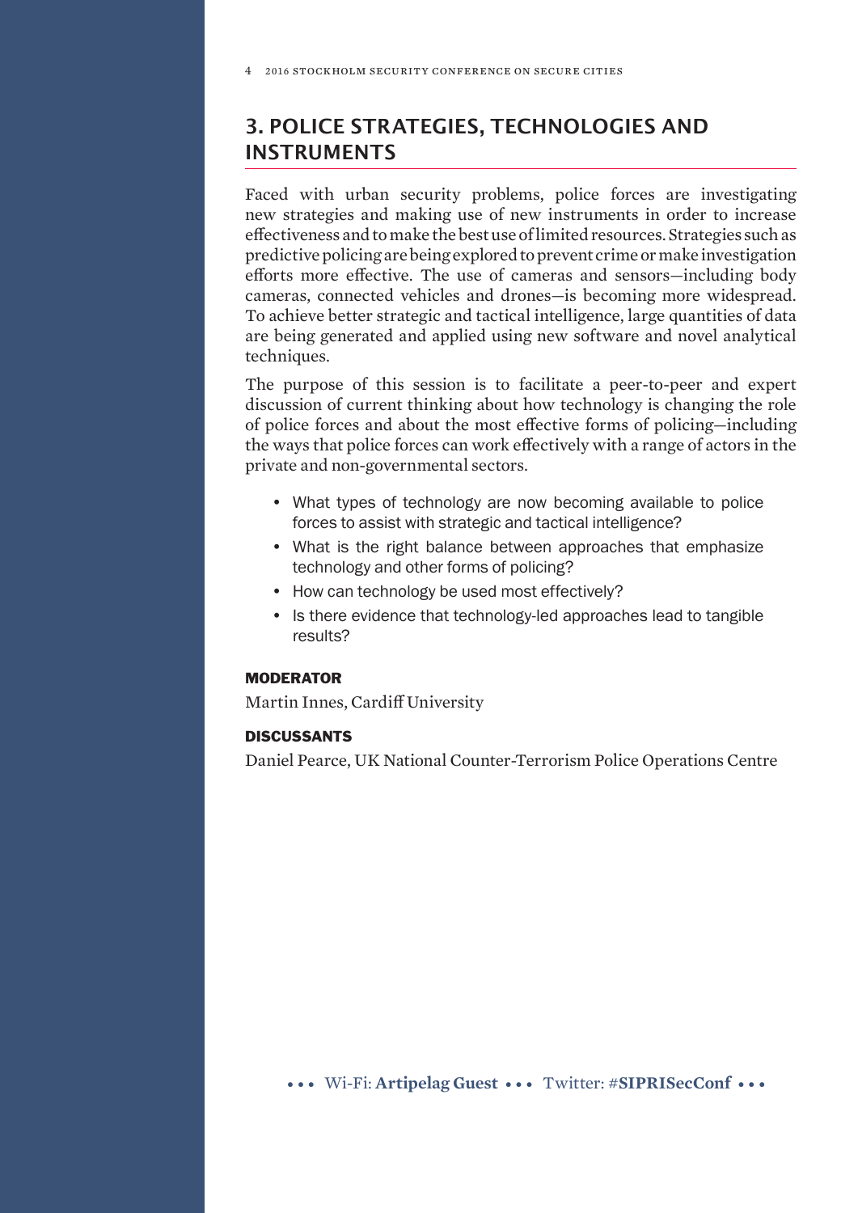## 3. POLICE STRATEGIES, TECHNOLOGIES AND INSTRUMENTS

Faced with urban security problems, police forces are investigating new strategies and making use of new instruments in order to increase effectiveness and to make the best use of limited resources. Strategies such as predictive policing are being explored to prevent crime or make investigation efforts more effective. The use of cameras and sensors—including body cameras, connected vehicles and drones—is becoming more widespread. To achieve better strategic and tactical intelligence, large quantities of data are being generated and applied using new software and novel analytical techniques.

The purpose of this session is to facilitate a peer-to-peer and expert discussion of current thinking about how technology is changing the role of police forces and about the most effective forms of policing—including the ways that police forces can work effectively with a range of actors in the private and non-governmental sectors.

- What types of technology are now becoming available to police forces to assist with strategic and tactical intelligence?
- What is the right balance between approaches that emphasize technology and other forms of policing?
- How can technology be used most effectively?
- Is there evidence that technology-led approaches lead to tangible results?

#### MODERATOR

Martin Innes, Cardiff University

#### DISCUSSANTS

Daniel Pearce, UK National Counter-Terrorism Police Operations Centre

••• Wi-Fi: **Artipelag Guest** ••• Twitter: #**SIPRISecConf** •••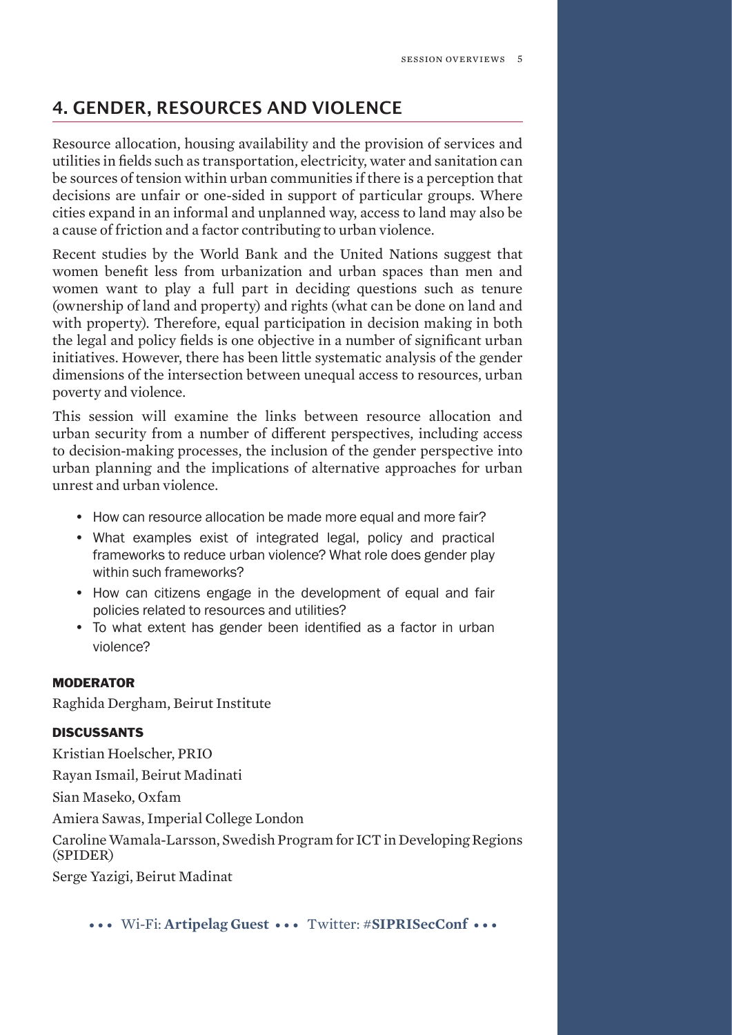## 4. GENDER, RESOURCES AND VIOLENCE

Resource allocation, housing availability and the provision of services and utilities in fields such as transportation, electricity, water and sanitation can be sources of tension within urban communities if there is a perception that decisions are unfair or one-sided in support of particular groups. Where cities expand in an informal and unplanned way, access to land may also be a cause of friction and a factor contributing to urban violence.

Recent studies by the World Bank and the United Nations suggest that women benefit less from urbanization and urban spaces than men and women want to play a full part in deciding questions such as tenure (ownership of land and property) and rights (what can be done on land and with property). Therefore, equal participation in decision making in both the legal and policy fields is one objective in a number of significant urban initiatives. However, there has been little systematic analysis of the gender dimensions of the intersection between unequal access to resources, urban poverty and violence.

This session will examine the links between resource allocation and urban security from a number of different perspectives, including access to decision-making processes, the inclusion of the gender perspective into urban planning and the implications of alternative approaches for urban unrest and urban violence.

- How can resource allocation be made more equal and more fair?
- What examples exist of integrated legal, policy and practical frameworks to reduce urban violence? What role does gender play within such frameworks?
- How can citizens engage in the development of equal and fair policies related to resources and utilities?
- To what extent has gender been identified as a factor in urban violence?

### MODERATOR

Raghida Dergham, Beirut Institute

### DISCUSSANTS

Kristian Hoelscher, PRIO

Rayan Ismail, Beirut Madinati

Sian Maseko, Oxfam

Amiera Sawas, Imperial College London

Caroline Wamala-Larsson, Swedish Program for ICT in Developing Regions (SPIDER)

Serge Yazigi, Beirut Madinat

• • • Wi-Fi: **Artipelag Guest** • • • Twitter: #**SIPRISecConf** • • •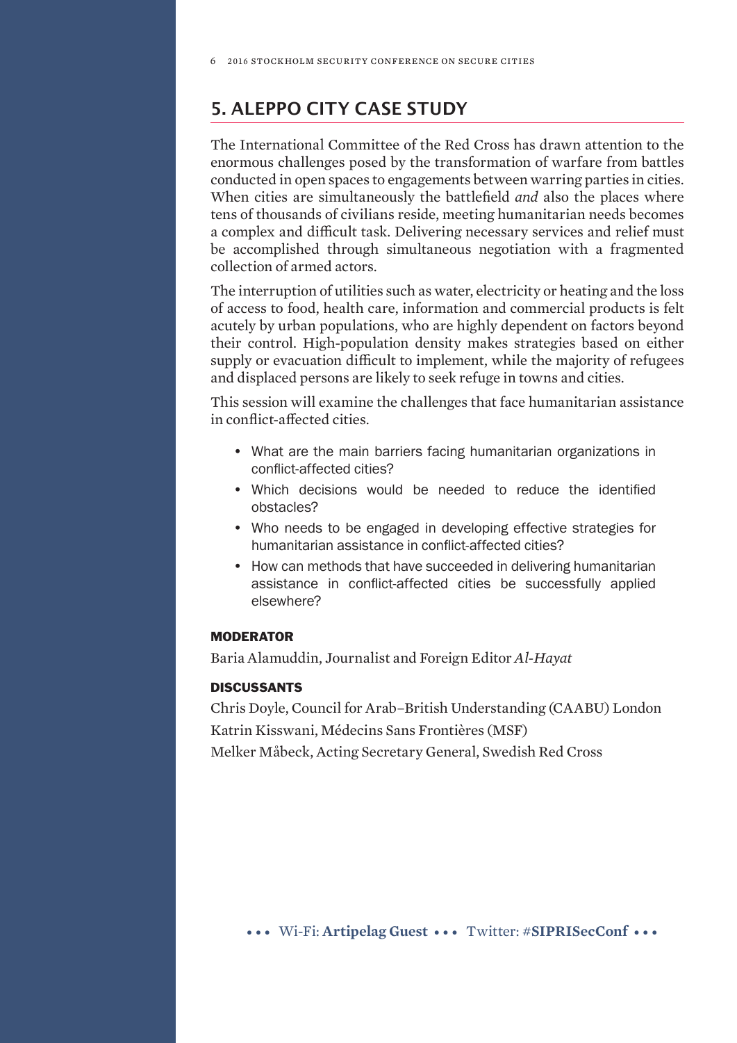## 5. ALEPPO CITY CASE STUDY

The International Committee of the Red Cross has drawn attention to the enormous challenges posed by the transformation of warfare from battles conducted in open spaces to engagements between warring parties in cities. When cities are simultaneously the battlefield *and* also the places where tens of thousands of civilians reside, meeting humanitarian needs becomes a complex and difficult task. Delivering necessary services and relief must be accomplished through simultaneous negotiation with a fragmented collection of armed actors.

The interruption of utilities such as water, electricity or heating and the loss of access to food, health care, information and commercial products is felt acutely by urban populations, who are highly dependent on factors beyond their control. High-population density makes strategies based on either supply or evacuation difficult to implement, while the majority of refugees and displaced persons are likely to seek refuge in towns and cities.

This session will examine the challenges that face humanitarian assistance in conflict-affected cities.

- What are the main barriers facing humanitarian organizations in conflict-affected cities?
- Which decisions would be needed to reduce the identified obstacles?
- Who needs to be engaged in developing effective strategies for humanitarian assistance in conflict-affected cities?
- How can methods that have succeeded in delivering humanitarian assistance in conflict-affected cities be successfully applied elsewhere?

#### MODERATOR

Baria Alamuddin, Journalist and Foreign Editor *Al-Hayat*

#### DISCUSSANTS

Chris Doyle, Council for Arab–British Understanding (CAABU) London

Katrin Kisswani, Médecins Sans Frontières (MSF)

Melker Måbeck, Acting Secretary General, Swedish Red Cross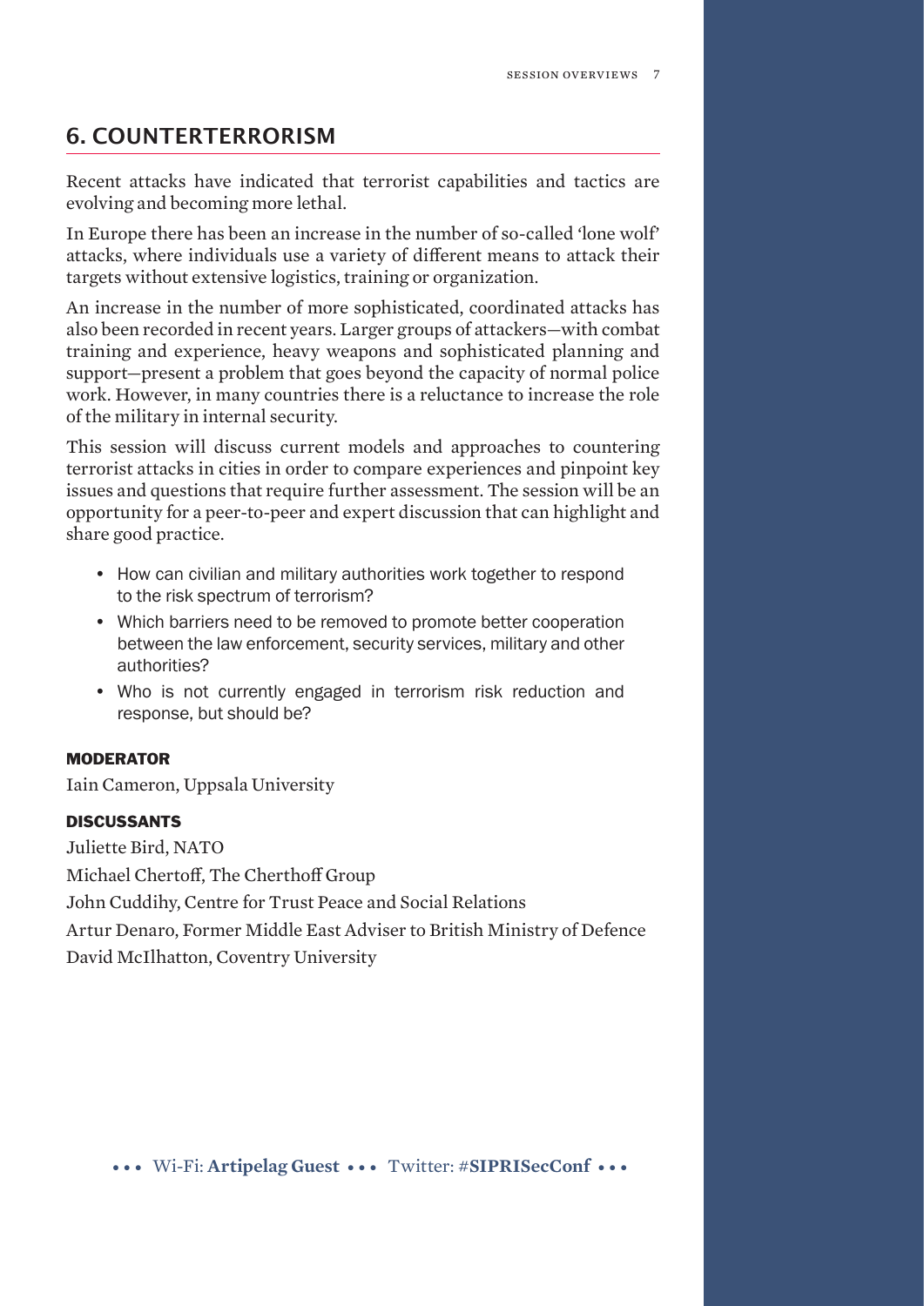## 6. COUNTERTERRORISM

Recent attacks have indicated that terrorist capabilities and tactics are evolving and becoming more lethal.

In Europe there has been an increase in the number of so-called 'lone wolf' attacks, where individuals use a variety of different means to attack their targets without extensive logistics, training or organization.

An increase in the number of more sophisticated, coordinated attacks has also been recorded in recent years. Larger groups of attackers—with combat training and experience, heavy weapons and sophisticated planning and support—present a problem that goes beyond the capacity of normal police work. However, in many countries there is a reluctance to increase the role of the military in internal security.

This session will discuss current models and approaches to countering terrorist attacks in cities in order to compare experiences and pinpoint key issues and questions that require further assessment. The session will be an opportunity for a peer-to-peer and expert discussion that can highlight and share good practice.

- How can civilian and military authorities work together to respond to the risk spectrum of terrorism?
- Which barriers need to be removed to promote better cooperation between the law enforcement, security services, military and other authorities?
- Who is not currently engaged in terrorism risk reduction and response, but should be?

### MODERATOR

Iain Cameron, Uppsala University

### DISCUSSANTS

Juliette Bird, NATO

Michael Chertoff, The Cherthoff Group

John Cuddihy, Centre for Trust Peace and Social Relations

Artur Denaro, Former Middle East Adviser to British Ministry of Defence

David McIlhatton, Coventry University

••• Wi-Fi: **Artipelag Guest** ••• Twitter: #**SIPRISecConf** •••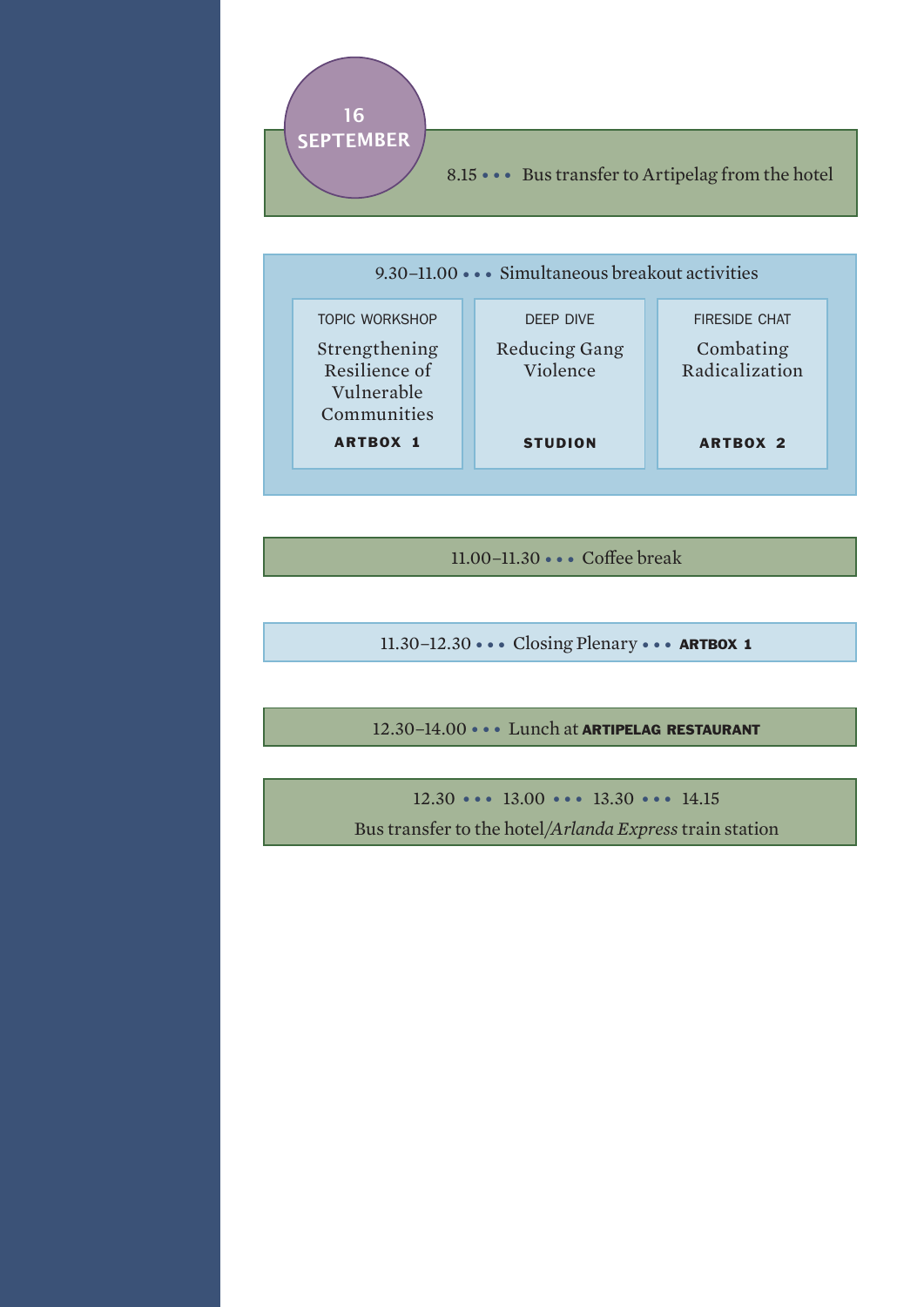## 16 SEPTEMBER

8.15 • • • Bus transfer to Artipelag from the hotel

9.30–11.00 • • • Simultaneous breakout activities

| TOPIC WORKSHOP | DEEP DIVE | FIRESIDE CHAT |
|---|---|---|
| Strengthening Resilience of Vulnerable Communities | Reducing Gang Violence | Combating Radicalization |
| **ARTBOX 1** | **STUDION** | **ARTBOX 2** |

11.00–11.30 • • • Coffee break

11.30–12.30 • • • Closing Plenary • • • **ARTBOX 1**

12.30–14.00 • • • Lunch at **ARTIPELAG RESTAURANT**

12.30 • • • 13.00 • • • 13.30 • • • 14.15

Bus transfer to the hotel/*Arlanda Express* train station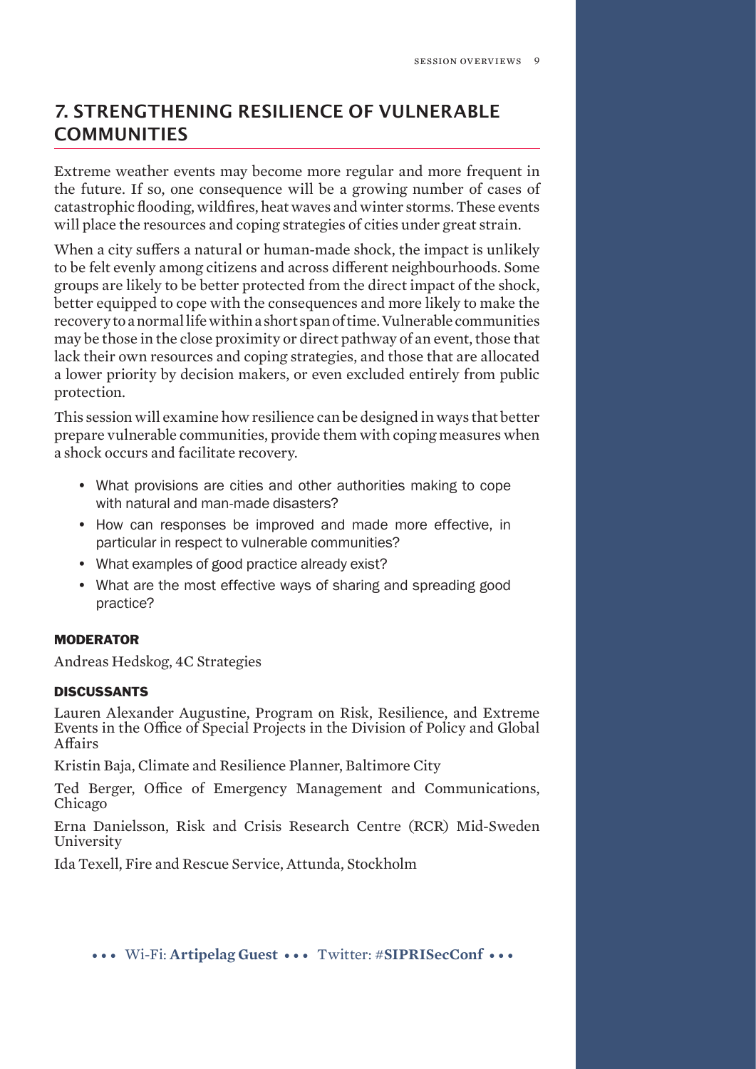## 7. STRENGTHENING RESILIENCE OF VULNERABLE COMMUNITIES

Extreme weather events may become more regular and more frequent in the future. If so, one consequence will be a growing number of cases of catastrophic flooding, wildfires, heat waves and winter storms. These events will place the resources and coping strategies of cities under great strain.

When a city suffers a natural or human-made shock, the impact is unlikely to be felt evenly among citizens and across different neighbourhoods. Some groups are likely to be better protected from the direct impact of the shock, better equipped to cope with the consequences and more likely to make the recovery to a normal life within a short span of time. Vulnerable communities may be those in the close proximity or direct pathway of an event, those that lack their own resources and coping strategies, and those that are allocated a lower priority by decision makers, or even excluded entirely from public protection.

This session will examine how resilience can be designed in ways that better prepare vulnerable communities, provide them with coping measures when a shock occurs and facilitate recovery.

- What provisions are cities and other authorities making to cope with natural and man-made disasters?
- How can responses be improved and made more effective, in particular in respect to vulnerable communities?
- What examples of good practice already exist?
- What are the most effective ways of sharing and spreading good practice?

#### MODERATOR

Andreas Hedskog, 4C Strategies

#### DISCUSSANTS

Lauren Alexander Augustine, Program on Risk, Resilience, and Extreme Events in the Office of Special Projects in the Division of Policy and Global Affairs

Kristin Baja, Climate and Resilience Planner, Baltimore City

Ted Berger, Office of Emergency Management and Communications, Chicago

Erna Danielsson, Risk and Crisis Research Centre (RCR) Mid-Sweden University

Ida Texell, Fire and Rescue Service, Attunda, Stockholm

• • • Wi-Fi: **Artipelag Guest** • • • Twitter: #**SIPRISecConf** • • •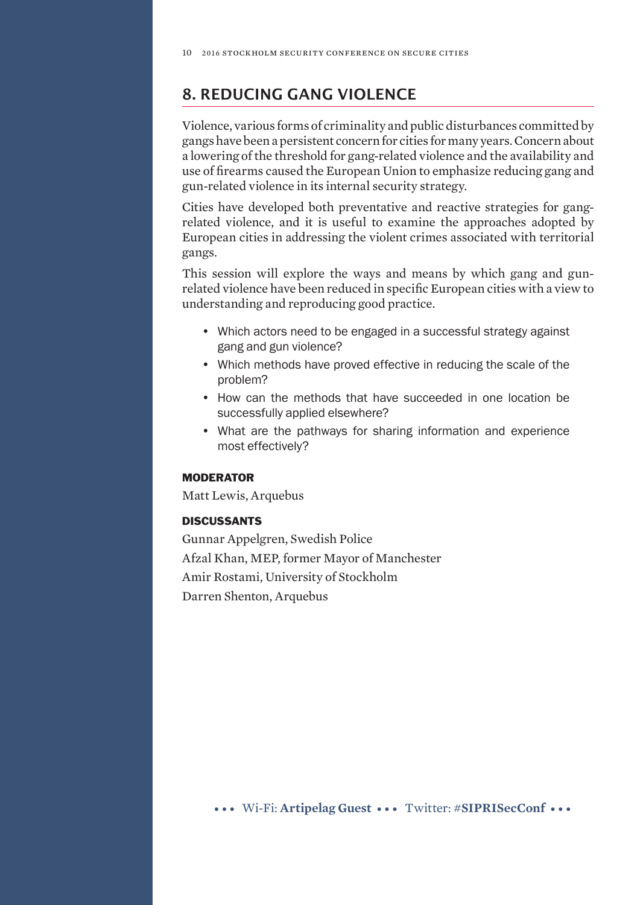## 8. REDUCING GANG VIOLENCE

Violence, various forms of criminality and public disturbances committed by gangs have been a persistent concern for cities for many years. Concern about a lowering of the threshold for gang-related violence and the availability and use of firearms caused the European Union to emphasize reducing gang and gun-related violence in its internal security strategy.

Cities have developed both preventative and reactive strategies for gang-related violence, and it is useful to examine the approaches adopted by European cities in addressing the violent crimes associated with territorial gangs.

This session will explore the ways and means by which gang and gun-related violence have been reduced in specific European cities with a view to understanding and reproducing good practice.

- Which actors need to be engaged in a successful strategy against gang and gun violence?
- Which methods have proved effective in reducing the scale of the problem?
- How can the methods that have succeeded in one location be successfully applied elsewhere?
- What are the pathways for sharing information and experience most effectively?

**MODERATOR**

Matt Lewis, Arquebus

**DISCUSSANTS**

Gunnar Appelgren, Swedish Police
Afzal Khan, MEP, former Mayor of Manchester
Amir Rostami, University of Stockholm
Darren Shenton, Arquebus

••• Wi-Fi: **Artipelag Guest** ••• Twitter: #**SIPRISecConf** •••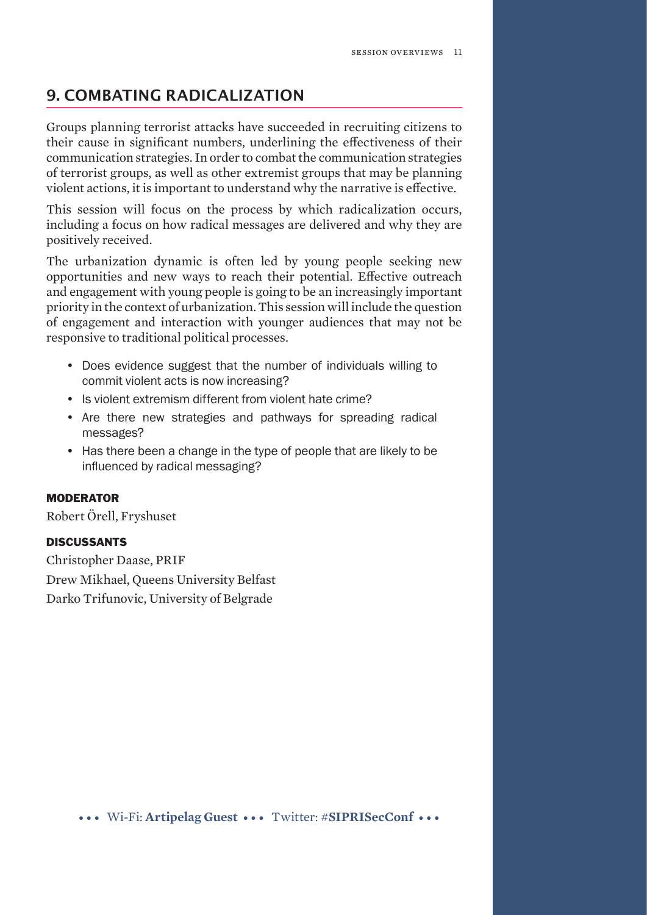## 9. COMBATING RADICALIZATION

Groups planning terrorist attacks have succeeded in recruiting citizens to their cause in significant numbers, underlining the effectiveness of their communication strategies. In order to combat the communication strategies of terrorist groups, as well as other extremist groups that may be planning violent actions, it is important to understand why the narrative is effective.

This session will focus on the process by which radicalization occurs, including a focus on how radical messages are delivered and why they are positively received.

The urbanization dynamic is often led by young people seeking new opportunities and new ways to reach their potential. Effective outreach and engagement with young people is going to be an increasingly important priority in the context of urbanization. This session will include the question of engagement and interaction with younger audiences that may not be responsive to traditional political processes.

- Does evidence suggest that the number of individuals willing to commit violent acts is now increasing?
- Is violent extremism different from violent hate crime?
- Are there new strategies and pathways for spreading radical messages?
- Has there been a change in the type of people that are likely to be influenced by radical messaging?

**MODERATOR**

Robert Örell, Fryshuset

**DISCUSSANTS**

Christopher Daase, PRIF

Drew Mikhael, Queens University Belfast

Darko Trifunovic, University of Belgrade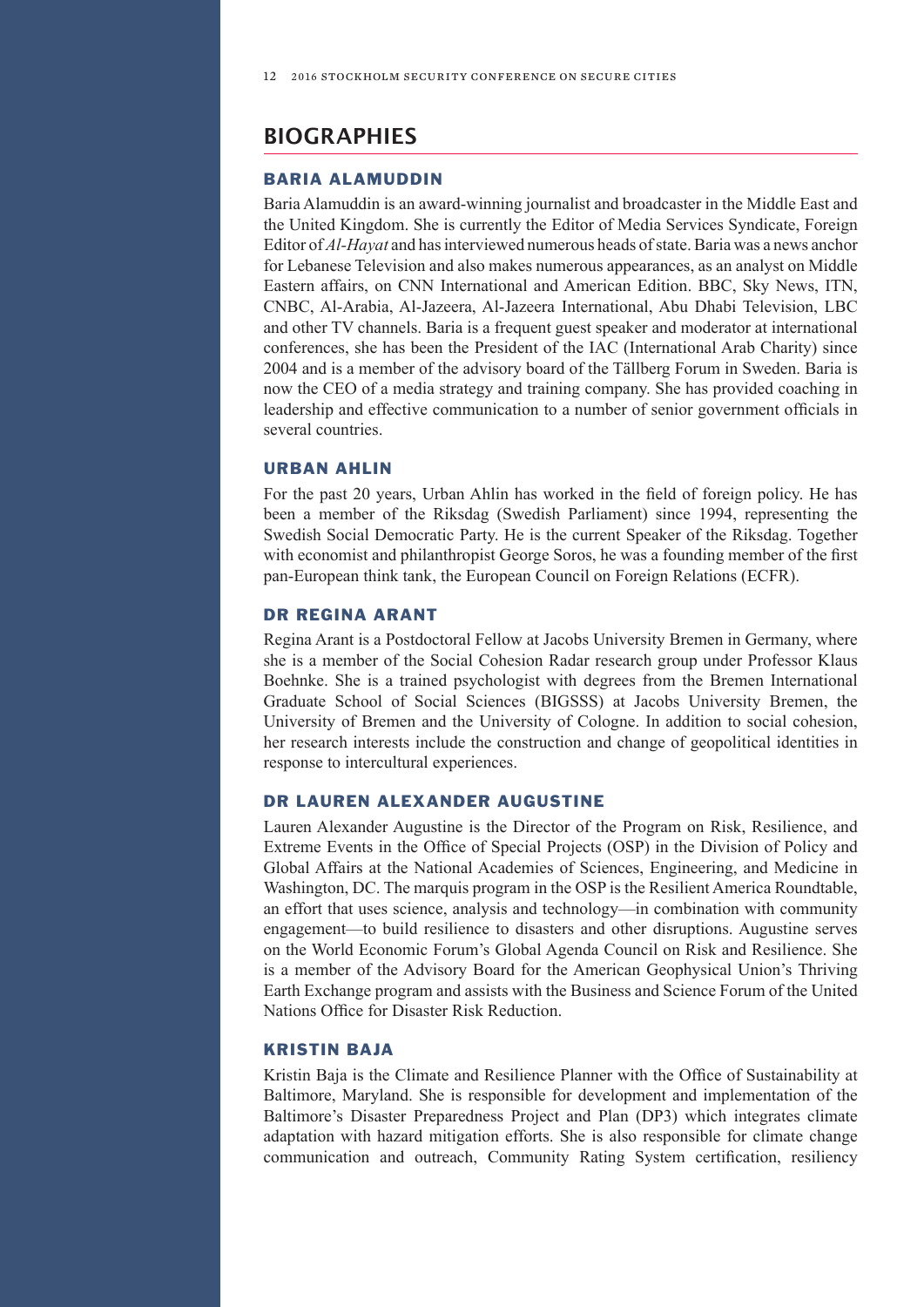## BIOGRAPHIES

### BARIA ALAMUDDIN

Baria Alamuddin is an award-winning journalist and broadcaster in the Middle East and the United Kingdom. She is currently the Editor of Media Services Syndicate, Foreign Editor of *Al-Hayat* and has interviewed numerous heads of state. Baria was a news anchor for Lebanese Television and also makes numerous appearances, as an analyst on Middle Eastern affairs, on CNN International and American Edition. BBC, Sky News, ITN, CNBC, Al-Arabia, Al-Jazeera, Al-Jazeera International, Abu Dhabi Television, LBC and other TV channels. Baria is a frequent guest speaker and moderator at international conferences, she has been the President of the IAC (International Arab Charity) since 2004 and is a member of the advisory board of the Tällberg Forum in Sweden. Baria is now the CEO of a media strategy and training company. She has provided coaching in leadership and effective communication to a number of senior government officials in several countries.

### URBAN AHLIN

For the past 20 years, Urban Ahlin has worked in the field of foreign policy. He has been a member of the Riksdag (Swedish Parliament) since 1994, representing the Swedish Social Democratic Party. He is the current Speaker of the Riksdag. Together with economist and philanthropist George Soros, he was a founding member of the first pan-European think tank, the European Council on Foreign Relations (ECFR).

### DR REGINA ARANT

Regina Arant is a Postdoctoral Fellow at Jacobs University Bremen in Germany, where she is a member of the Social Cohesion Radar research group under Professor Klaus Boehnke. She is a trained psychologist with degrees from the Bremen International Graduate School of Social Sciences (BIGSSS) at Jacobs University Bremen, the University of Bremen and the University of Cologne. In addition to social cohesion, her research interests include the construction and change of geopolitical identities in response to intercultural experiences.

### DR LAUREN ALEXANDER AUGUSTINE

Lauren Alexander Augustine is the Director of the Program on Risk, Resilience, and Extreme Events in the Office of Special Projects (OSP) in the Division of Policy and Global Affairs at the National Academies of Sciences, Engineering, and Medicine in Washington, DC. The marquis program in the OSP is the Resilient America Roundtable, an effort that uses science, analysis and technology—in combination with community engagement—to build resilience to disasters and other disruptions. Augustine serves on the World Economic Forum's Global Agenda Council on Risk and Resilience. She is a member of the Advisory Board for the American Geophysical Union's Thriving Earth Exchange program and assists with the Business and Science Forum of the United Nations Office for Disaster Risk Reduction.

### KRISTIN BAJA

Kristin Baja is the Climate and Resilience Planner with the Office of Sustainability at Baltimore, Maryland. She is responsible for development and implementation of the Baltimore's Disaster Preparedness Project and Plan (DP3) which integrates climate adaptation with hazard mitigation efforts. She is also responsible for climate change communication and outreach, Community Rating System certification, resiliency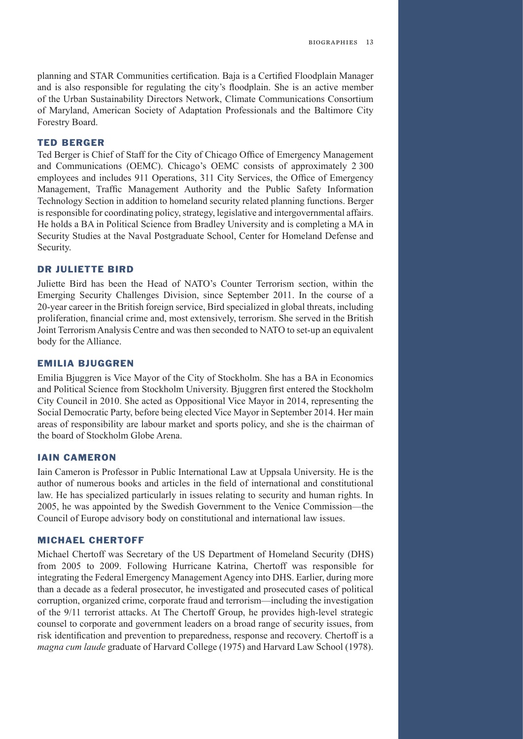planning and STAR Communities certification. Baja is a Certified Floodplain Manager and is also responsible for regulating the city's floodplain. She is an active member of the Urban Sustainability Directors Network, Climate Communications Consortium of Maryland, American Society of Adaptation Professionals and the Baltimore City Forestry Board.

## TED BERGER

Ted Berger is Chief of Staff for the City of Chicago Office of Emergency Management and Communications (OEMC). Chicago's OEMC consists of approximately 2 300 employees and includes 911 Operations, 311 City Services, the Office of Emergency Management, Traffic Management Authority and the Public Safety Information Technology Section in addition to homeland security related planning functions. Berger is responsible for coordinating policy, strategy, legislative and intergovernmental affairs. He holds a BA in Political Science from Bradley University and is completing a MA in Security Studies at the Naval Postgraduate School, Center for Homeland Defense and Security.

## DR JULIETTE BIRD

Juliette Bird has been the Head of NATO's Counter Terrorism section, within the Emerging Security Challenges Division, since September 2011. In the course of a 20-year career in the British foreign service, Bird specialized in global threats, including proliferation, financial crime and, most extensively, terrorism. She served in the British Joint Terrorism Analysis Centre and was then seconded to NATO to set-up an equivalent body for the Alliance.

## EMILIA BJUGGREN

Emilia Bjuggren is Vice Mayor of the City of Stockholm. She has a BA in Economics and Political Science from Stockholm University. Bjuggren first entered the Stockholm City Council in 2010. She acted as Oppositional Vice Mayor in 2014, representing the Social Democratic Party, before being elected Vice Mayor in September 2014. Her main areas of responsibility are labour market and sports policy, and she is the chairman of the board of Stockholm Globe Arena.

## IAIN CAMERON

Iain Cameron is Professor in Public International Law at Uppsala University. He is the author of numerous books and articles in the field of international and constitutional law. He has specialized particularly in issues relating to security and human rights. In 2005, he was appointed by the Swedish Government to the Venice Commission—the Council of Europe advisory body on constitutional and international law issues.

## MICHAEL CHERTOFF

Michael Chertoff was Secretary of the US Department of Homeland Security (DHS) from 2005 to 2009. Following Hurricane Katrina, Chertoff was responsible for integrating the Federal Emergency Management Agency into DHS. Earlier, during more than a decade as a federal prosecutor, he investigated and prosecuted cases of political corruption, organized crime, corporate fraud and terrorism—including the investigation of the 9/11 terrorist attacks. At The Chertoff Group, he provides high-level strategic counsel to corporate and government leaders on a broad range of security issues, from risk identification and prevention to preparedness, response and recovery. Chertoff is a *magna cum laude* graduate of Harvard College (1975) and Harvard Law School (1978).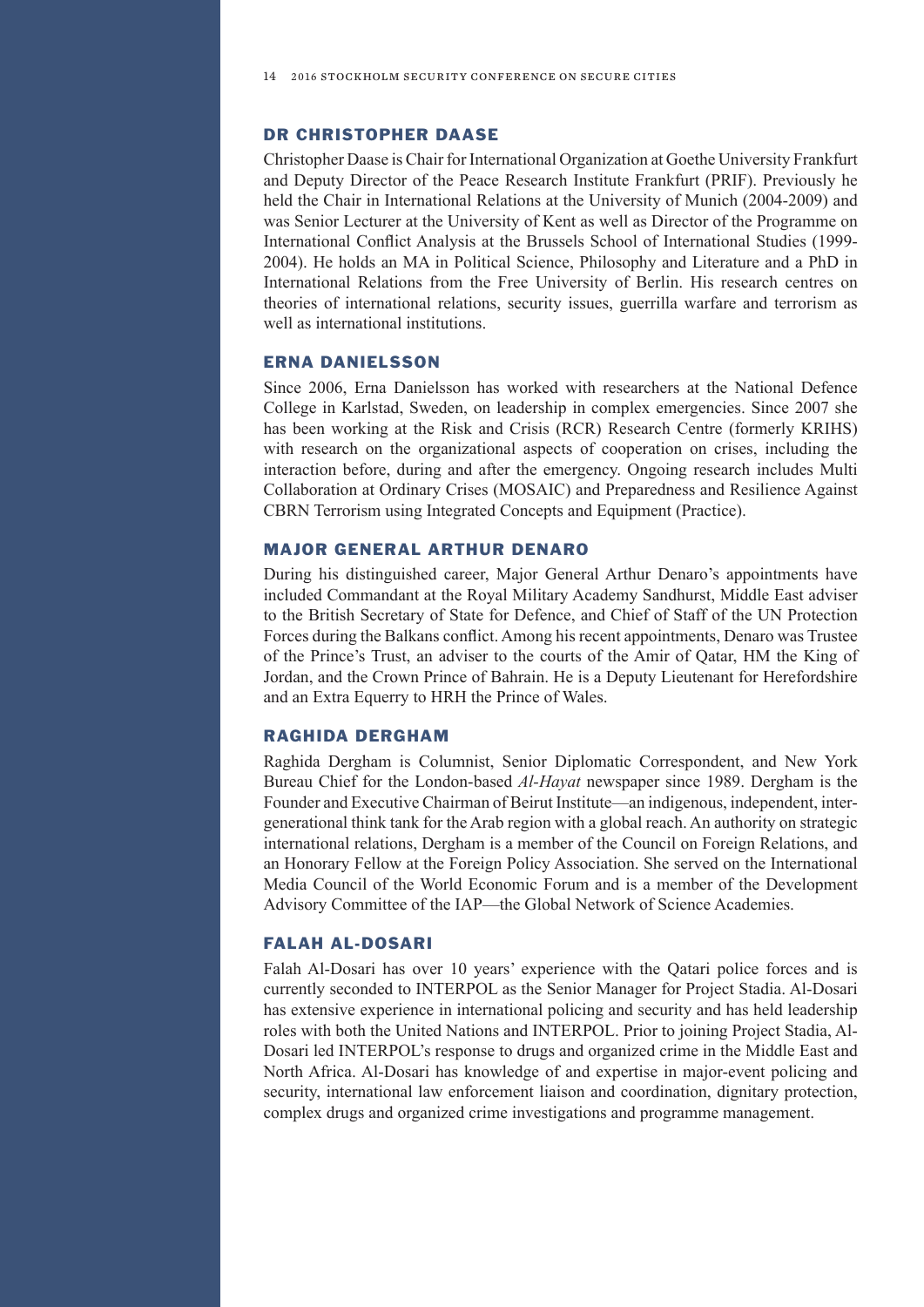## DR CHRISTOPHER DAASE

Christopher Daase is Chair for International Organization at Goethe University Frankfurt and Deputy Director of the Peace Research Institute Frankfurt (PRIF). Previously he held the Chair in International Relations at the University of Munich (2004-2009) and was Senior Lecturer at the University of Kent as well as Director of the Programme on International Conflict Analysis at the Brussels School of International Studies (1999-2004). He holds an MA in Political Science, Philosophy and Literature and a PhD in International Relations from the Free University of Berlin. His research centres on theories of international relations, security issues, guerrilla warfare and terrorism as well as international institutions.

## ERNA DANIELSSON

Since 2006, Erna Danielsson has worked with researchers at the National Defence College in Karlstad, Sweden, on leadership in complex emergencies. Since 2007 she has been working at the Risk and Crisis (RCR) Research Centre (formerly KRIHS) with research on the organizational aspects of cooperation on crises, including the interaction before, during and after the emergency. Ongoing research includes Multi Collaboration at Ordinary Crises (MOSAIC) and Preparedness and Resilience Against CBRN Terrorism using Integrated Concepts and Equipment (Practice).

## MAJOR GENERAL ARTHUR DENARO

During his distinguished career, Major General Arthur Denaro's appointments have included Commandant at the Royal Military Academy Sandhurst, Middle East adviser to the British Secretary of State for Defence, and Chief of Staff of the UN Protection Forces during the Balkans conflict. Among his recent appointments, Denaro was Trustee of the Prince's Trust, an adviser to the courts of the Amir of Qatar, HM the King of Jordan, and the Crown Prince of Bahrain. He is a Deputy Lieutenant for Herefordshire and an Extra Equerry to HRH the Prince of Wales.

## RAGHIDA DERGHAM

Raghida Dergham is Columnist, Senior Diplomatic Correspondent, and New York Bureau Chief for the London-based *Al-Hayat* newspaper since 1989. Dergham is the Founder and Executive Chairman of Beirut Institute—an indigenous, independent, inter-generational think tank for the Arab region with a global reach. An authority on strategic international relations, Dergham is a member of the Council on Foreign Relations, and an Honorary Fellow at the Foreign Policy Association. She served on the International Media Council of the World Economic Forum and is a member of the Development Advisory Committee of the IAP—the Global Network of Science Academies.

## FALAH AL-DOSARI

Falah Al-Dosari has over 10 years' experience with the Qatari police forces and is currently seconded to INTERPOL as the Senior Manager for Project Stadia. Al-Dosari has extensive experience in international policing and security and has held leadership roles with both the United Nations and INTERPOL. Prior to joining Project Stadia, Al-Dosari led INTERPOL's response to drugs and organized crime in the Middle East and North Africa. Al-Dosari has knowledge of and expertise in major-event policing and security, international law enforcement liaison and coordination, dignitary protection, complex drugs and organized crime investigations and programme management.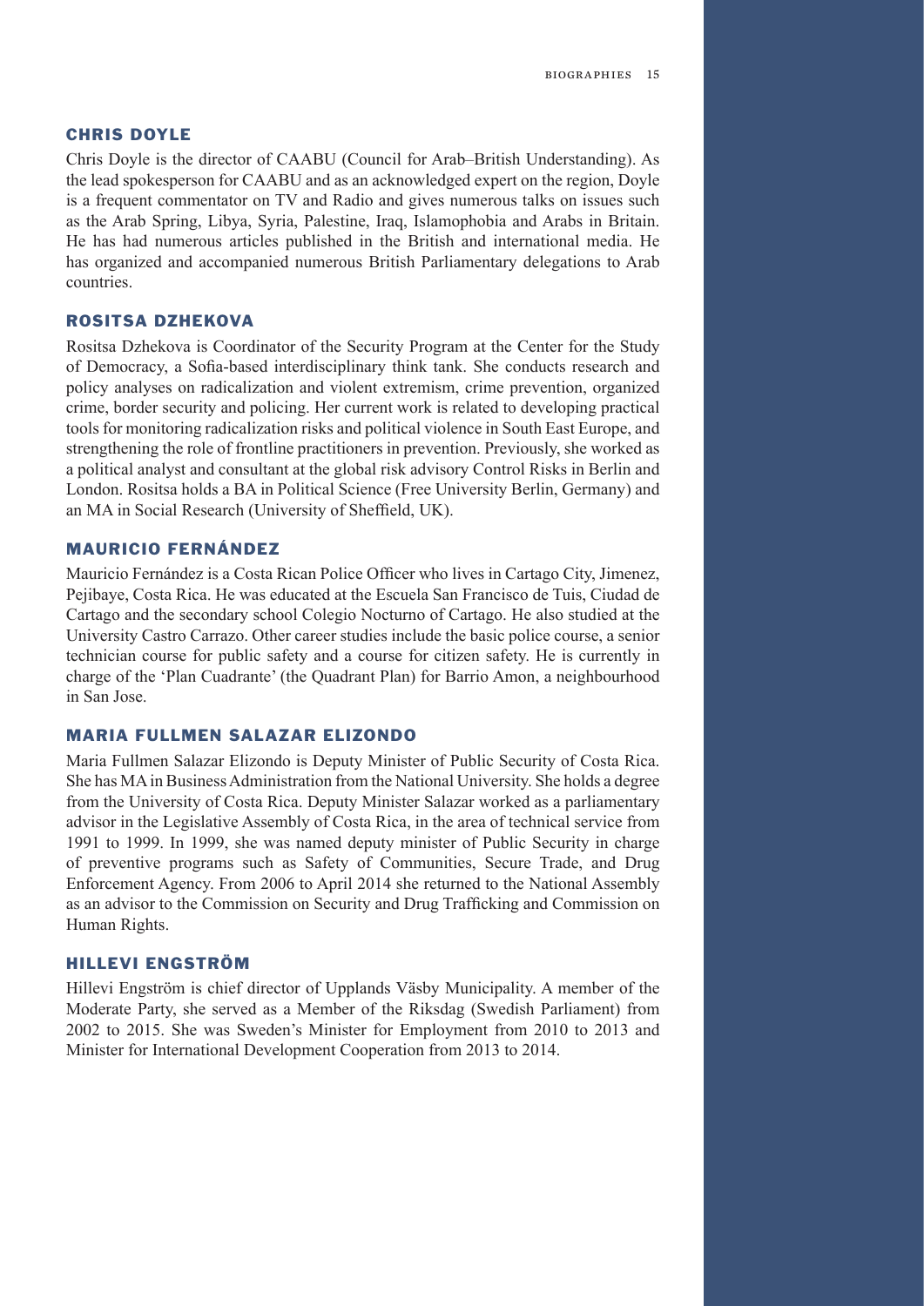## CHRIS DOYLE

Chris Doyle is the director of CAABU (Council for Arab–British Understanding). As the lead spokesperson for CAABU and as an acknowledged expert on the region, Doyle is a frequent commentator on TV and Radio and gives numerous talks on issues such as the Arab Spring, Libya, Syria, Palestine, Iraq, Islamophobia and Arabs in Britain. He has had numerous articles published in the British and international media. He has organized and accompanied numerous British Parliamentary delegations to Arab countries.

## ROSITSA DZHEKOVA

Rositsa Dzhekova is Coordinator of the Security Program at the Center for the Study of Democracy, a Sofia-based interdisciplinary think tank. She conducts research and policy analyses on radicalization and violent extremism, crime prevention, organized crime, border security and policing. Her current work is related to developing practical tools for monitoring radicalization risks and political violence in South East Europe, and strengthening the role of frontline practitioners in prevention. Previously, she worked as a political analyst and consultant at the global risk advisory Control Risks in Berlin and London. Rositsa holds a BA in Political Science (Free University Berlin, Germany) and an MA in Social Research (University of Sheffield, UK).

## MAURICIO FERNÁNDEZ

Mauricio Fernández is a Costa Rican Police Officer who lives in Cartago City, Jimenez, Pejibaye, Costa Rica. He was educated at the Escuela San Francisco de Tuis, Ciudad de Cartago and the secondary school Colegio Nocturno of Cartago. He also studied at the University Castro Carrazo. Other career studies include the basic police course, a senior technician course for public safety and a course for citizen safety. He is currently in charge of the 'Plan Cuadrante' (the Quadrant Plan) for Barrio Amon, a neighbourhood in San Jose.

## MARIA FULLMEN SALAZAR ELIZONDO

Maria Fullmen Salazar Elizondo is Deputy Minister of Public Security of Costa Rica. She has MA in Business Administration from the National University. She holds a degree from the University of Costa Rica. Deputy Minister Salazar worked as a parliamentary advisor in the Legislative Assembly of Costa Rica, in the area of technical service from 1991 to 1999. In 1999, she was named deputy minister of Public Security in charge of preventive programs such as Safety of Communities, Secure Trade, and Drug Enforcement Agency. From 2006 to April 2014 she returned to the National Assembly as an advisor to the Commission on Security and Drug Trafficking and Commission on Human Rights.

## HILLEVI ENGSTRÖM

Hillevi Engström is chief director of Upplands Väsby Municipality. A member of the Moderate Party, she served as a Member of the Riksdag (Swedish Parliament) from 2002 to 2015. She was Sweden's Minister for Employment from 2010 to 2013 and Minister for International Development Cooperation from 2013 to 2014.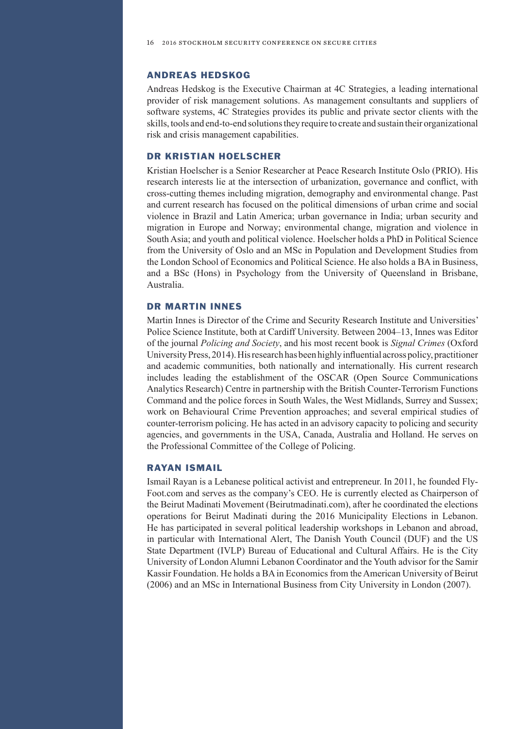## ANDREAS HEDSKOG

Andreas Hedskog is the Executive Chairman at 4C Strategies, a leading international provider of risk management solutions. As management consultants and suppliers of software systems, 4C Strategies provides its public and private sector clients with the skills, tools and end-to-end solutions they require to create and sustain their organizational risk and crisis management capabilities.

## DR KRISTIAN HOELSCHER

Kristian Hoelscher is a Senior Researcher at Peace Research Institute Oslo (PRIO). His research interests lie at the intersection of urbanization, governance and conflict, with cross-cutting themes including migration, demography and environmental change. Past and current research has focused on the political dimensions of urban crime and social violence in Brazil and Latin America; urban governance in India; urban security and migration in Europe and Norway; environmental change, migration and violence in South Asia; and youth and political violence. Hoelscher holds a PhD in Political Science from the University of Oslo and an MSc in Population and Development Studies from the London School of Economics and Political Science. He also holds a BA in Business, and a BSc (Hons) in Psychology from the University of Queensland in Brisbane, Australia.

## DR MARTIN INNES

Martin Innes is Director of the Crime and Security Research Institute and Universities' Police Science Institute, both at Cardiff University. Between 2004–13, Innes was Editor of the journal *Policing and Society*, and his most recent book is *Signal Crimes* (Oxford University Press, 2014). His research has been highly influential across policy, practitioner and academic communities, both nationally and internationally. His current research includes leading the establishment of the OSCAR (Open Source Communications Analytics Research) Centre in partnership with the British Counter-Terrorism Functions Command and the police forces in South Wales, the West Midlands, Surrey and Sussex; work on Behavioural Crime Prevention approaches; and several empirical studies of counter-terrorism policing. He has acted in an advisory capacity to policing and security agencies, and governments in the USA, Canada, Australia and Holland. He serves on the Professional Committee of the College of Policing.

## RAYAN ISMAIL

Ismail Rayan is a Lebanese political activist and entrepreneur. In 2011, he founded Fly-Foot.com and serves as the company's CEO. He is currently elected as Chairperson of the Beirut Madinati Movement (Beirutmadinati.com), after he coordinated the elections operations for Beirut Madinati during the 2016 Municipality Elections in Lebanon. He has participated in several political leadership workshops in Lebanon and abroad, in particular with International Alert, The Danish Youth Council (DUF) and the US State Department (IVLP) Bureau of Educational and Cultural Affairs. He is the City University of London Alumni Lebanon Coordinator and the Youth advisor for the Samir Kassir Foundation. He holds a BA in Economics from the American University of Beirut (2006) and an MSc in International Business from City University in London (2007).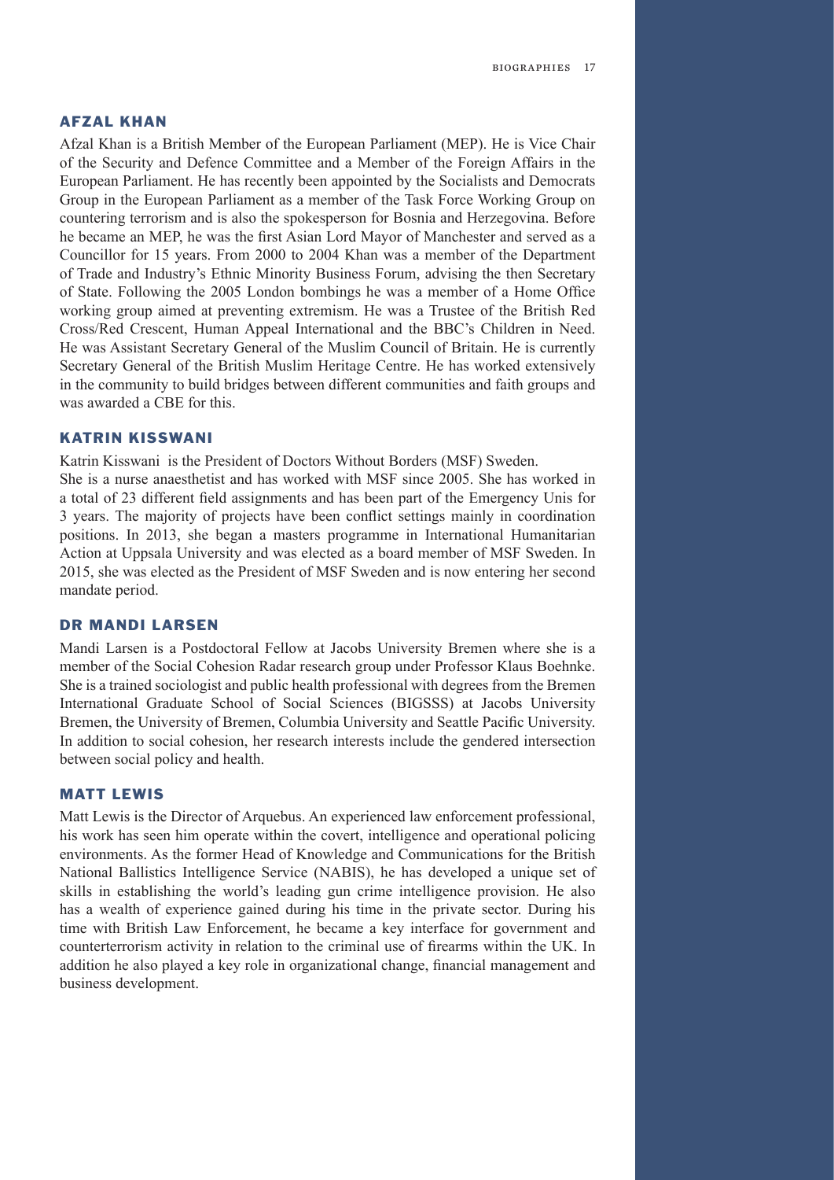## AFZAL KHAN

Afzal Khan is a British Member of the European Parliament (MEP). He is Vice Chair of the Security and Defence Committee and a Member of the Foreign Affairs in the European Parliament. He has recently been appointed by the Socialists and Democrats Group in the European Parliament as a member of the Task Force Working Group on countering terrorism and is also the spokesperson for Bosnia and Herzegovina. Before he became an MEP, he was the first Asian Lord Mayor of Manchester and served as a Councillor for 15 years. From 2000 to 2004 Khan was a member of the Department of Trade and Industry's Ethnic Minority Business Forum, advising the then Secretary of State. Following the 2005 London bombings he was a member of a Home Office working group aimed at preventing extremism. He was a Trustee of the British Red Cross/Red Crescent, Human Appeal International and the BBC's Children in Need. He was Assistant Secretary General of the Muslim Council of Britain. He is currently Secretary General of the British Muslim Heritage Centre. He has worked extensively in the community to build bridges between different communities and faith groups and was awarded a CBE for this.

## KATRIN KISSWANI

Katrin Kisswani is the President of Doctors Without Borders (MSF) Sweden.

She is a nurse anaesthetist and has worked with MSF since 2005. She has worked in a total of 23 different field assignments and has been part of the Emergency Unis for 3 years. The majority of projects have been conflict settings mainly in coordination positions. In 2013, she began a masters programme in International Humanitarian Action at Uppsala University and was elected as a board member of MSF Sweden. In 2015, she was elected as the President of MSF Sweden and is now entering her second mandate period.

## DR MANDI LARSEN

Mandi Larsen is a Postdoctoral Fellow at Jacobs University Bremen where she is a member of the Social Cohesion Radar research group under Professor Klaus Boehnke. She is a trained sociologist and public health professional with degrees from the Bremen International Graduate School of Social Sciences (BIGSSS) at Jacobs University Bremen, the University of Bremen, Columbia University and Seattle Pacific University. In addition to social cohesion, her research interests include the gendered intersection between social policy and health.

## MATT LEWIS

Matt Lewis is the Director of Arquebus. An experienced law enforcement professional, his work has seen him operate within the covert, intelligence and operational policing environments. As the former Head of Knowledge and Communications for the British National Ballistics Intelligence Service (NABIS), he has developed a unique set of skills in establishing the world's leading gun crime intelligence provision. He also has a wealth of experience gained during his time in the private sector. During his time with British Law Enforcement, he became a key interface for government and counterterrorism activity in relation to the criminal use of firearms within the UK. In addition he also played a key role in organizational change, financial management and business development.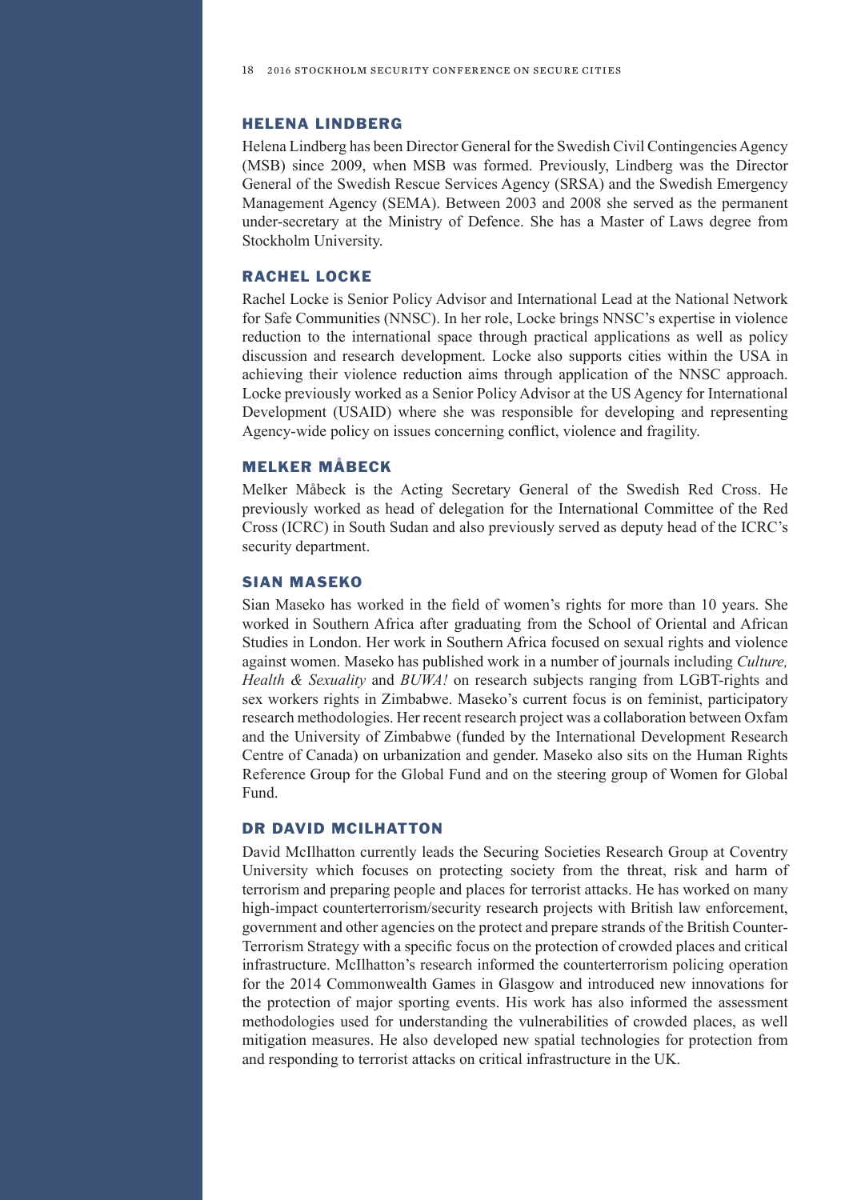## HELENA LINDBERG

Helena Lindberg has been Director General for the Swedish Civil Contingencies Agency (MSB) since 2009, when MSB was formed. Previously, Lindberg was the Director General of the Swedish Rescue Services Agency (SRSA) and the Swedish Emergency Management Agency (SEMA). Between 2003 and 2008 she served as the permanent under-secretary at the Ministry of Defence. She has a Master of Laws degree from Stockholm University.

## RACHEL LOCKE

Rachel Locke is Senior Policy Advisor and International Lead at the National Network for Safe Communities (NNSC). In her role, Locke brings NNSC's expertise in violence reduction to the international space through practical applications as well as policy discussion and research development. Locke also supports cities within the USA in achieving their violence reduction aims through application of the NNSC approach. Locke previously worked as a Senior Policy Advisor at the US Agency for International Development (USAID) where she was responsible for developing and representing Agency-wide policy on issues concerning conflict, violence and fragility.

## MELKER MÅBECK

Melker Måbeck is the Acting Secretary General of the Swedish Red Cross. He previously worked as head of delegation for the International Committee of the Red Cross (ICRC) in South Sudan and also previously served as deputy head of the ICRC's security department.

## SIAN MASEKO

Sian Maseko has worked in the field of women's rights for more than 10 years. She worked in Southern Africa after graduating from the School of Oriental and African Studies in London. Her work in Southern Africa focused on sexual rights and violence against women. Maseko has published work in a number of journals including *Culture, Health & Sexuality* and *BUWA!* on research subjects ranging from LGBT-rights and sex workers rights in Zimbabwe. Maseko's current focus is on feminist, participatory research methodologies. Her recent research project was a collaboration between Oxfam and the University of Zimbabwe (funded by the International Development Research Centre of Canada) on urbanization and gender. Maseko also sits on the Human Rights Reference Group for the Global Fund and on the steering group of Women for Global Fund.

## DR DAVID MCILHATTON

David McIlhatton currently leads the Securing Societies Research Group at Coventry University which focuses on protecting society from the threat, risk and harm of terrorism and preparing people and places for terrorist attacks. He has worked on many high-impact counterterrorism/security research projects with British law enforcement, government and other agencies on the protect and prepare strands of the British Counter-Terrorism Strategy with a specific focus on the protection of crowded places and critical infrastructure. McIlhatton's research informed the counterterrorism policing operation for the 2014 Commonwealth Games in Glasgow and introduced new innovations for the protection of major sporting events. His work has also informed the assessment methodologies used for understanding the vulnerabilities of crowded places, as well mitigation measures. He also developed new spatial technologies for protection from and responding to terrorist attacks on critical infrastructure in the UK.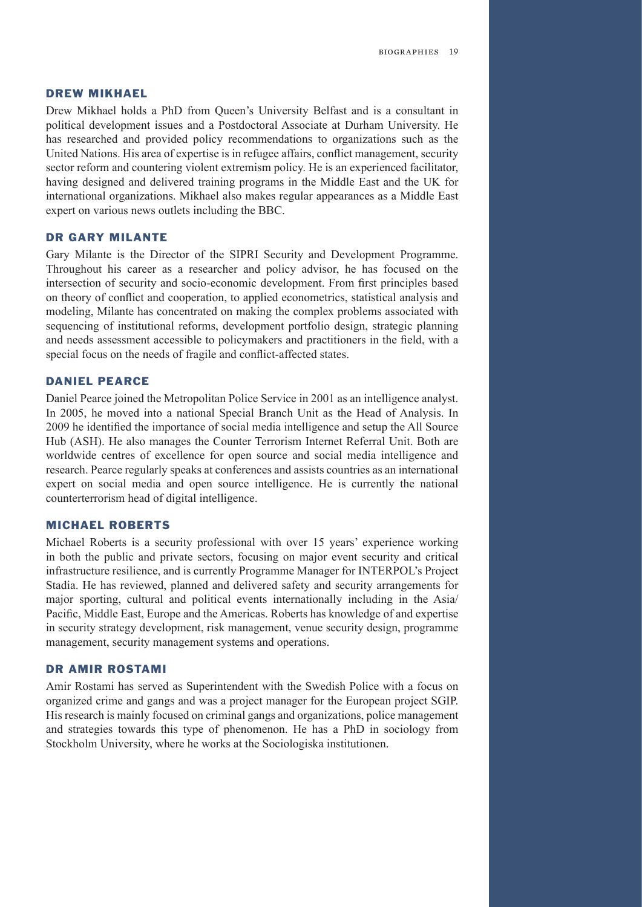## DREW MIKHAEL

Drew Mikhael holds a PhD from Queen's University Belfast and is a consultant in political development issues and a Postdoctoral Associate at Durham University. He has researched and provided policy recommendations to organizations such as the United Nations. His area of expertise is in refugee affairs, conflict management, security sector reform and countering violent extremism policy. He is an experienced facilitator, having designed and delivered training programs in the Middle East and the UK for international organizations. Mikhael also makes regular appearances as a Middle East expert on various news outlets including the BBC.

## DR GARY MILANTE

Gary Milante is the Director of the SIPRI Security and Development Programme. Throughout his career as a researcher and policy advisor, he has focused on the intersection of security and socio-economic development. From first principles based on theory of conflict and cooperation, to applied econometrics, statistical analysis and modeling, Milante has concentrated on making the complex problems associated with sequencing of institutional reforms, development portfolio design, strategic planning and needs assessment accessible to policymakers and practitioners in the field, with a special focus on the needs of fragile and conflict-affected states.

## DANIEL PEARCE

Daniel Pearce joined the Metropolitan Police Service in 2001 as an intelligence analyst. In 2005, he moved into a national Special Branch Unit as the Head of Analysis. In 2009 he identified the importance of social media intelligence and setup the All Source Hub (ASH). He also manages the Counter Terrorism Internet Referral Unit. Both are worldwide centres of excellence for open source and social media intelligence and research. Pearce regularly speaks at conferences and assists countries as an international expert on social media and open source intelligence. He is currently the national counterterrorism head of digital intelligence.

## MICHAEL ROBERTS

Michael Roberts is a security professional with over 15 years' experience working in both the public and private sectors, focusing on major event security and critical infrastructure resilience, and is currently Programme Manager for INTERPOL's Project Stadia. He has reviewed, planned and delivered safety and security arrangements for major sporting, cultural and political events internationally including in the Asia/Pacific, Middle East, Europe and the Americas. Roberts has knowledge of and expertise in security strategy development, risk management, venue security design, programme management, security management systems and operations.

## DR AMIR ROSTAMI

Amir Rostami has served as Superintendent with the Swedish Police with a focus on organized crime and gangs and was a project manager for the European project SGIP. His research is mainly focused on criminal gangs and organizations, police management and strategies towards this type of phenomenon. He has a PhD in sociology from Stockholm University, where he works at the Sociologiska institutionen.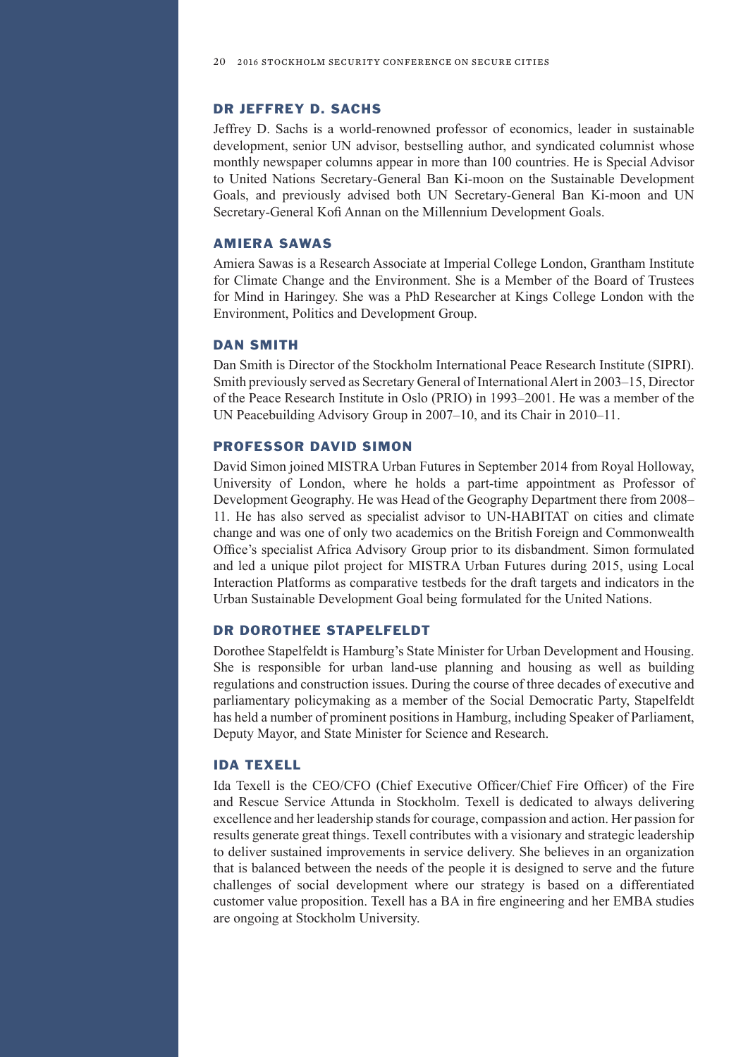## DR JEFFREY D. SACHS

Jeffrey D. Sachs is a world-renowned professor of economics, leader in sustainable development, senior UN advisor, bestselling author, and syndicated columnist whose monthly newspaper columns appear in more than 100 countries. He is Special Advisor to United Nations Secretary-General Ban Ki-moon on the Sustainable Development Goals, and previously advised both UN Secretary-General Ban Ki-moon and UN Secretary-General Kofi Annan on the Millennium Development Goals.

## AMIERA SAWAS

Amiera Sawas is a Research Associate at Imperial College London, Grantham Institute for Climate Change and the Environment. She is a Member of the Board of Trustees for Mind in Haringey. She was a PhD Researcher at Kings College London with the Environment, Politics and Development Group.

## DAN SMITH

Dan Smith is Director of the Stockholm International Peace Research Institute (SIPRI). Smith previously served as Secretary General of International Alert in 2003–15, Director of the Peace Research Institute in Oslo (PRIO) in 1993–2001. He was a member of the UN Peacebuilding Advisory Group in 2007–10, and its Chair in 2010–11.

## PROFESSOR DAVID SIMON

David Simon joined MISTRA Urban Futures in September 2014 from Royal Holloway, University of London, where he holds a part-time appointment as Professor of Development Geography. He was Head of the Geography Department there from 2008–11. He has also served as specialist advisor to UN-HABITAT on cities and climate change and was one of only two academics on the British Foreign and Commonwealth Office's specialist Africa Advisory Group prior to its disbandment. Simon formulated and led a unique pilot project for MISTRA Urban Futures during 2015, using Local Interaction Platforms as comparative testbeds for the draft targets and indicators in the Urban Sustainable Development Goal being formulated for the United Nations.

## DR DOROTHEE STAPELFELDT

Dorothee Stapelfeldt is Hamburg's State Minister for Urban Development and Housing. She is responsible for urban land-use planning and housing as well as building regulations and construction issues. During the course of three decades of executive and parliamentary policymaking as a member of the Social Democratic Party, Stapelfeldt has held a number of prominent positions in Hamburg, including Speaker of Parliament, Deputy Mayor, and State Minister for Science and Research.

## IDA TEXELL

Ida Texell is the CEO/CFO (Chief Executive Officer/Chief Fire Officer) of the Fire and Rescue Service Attunda in Stockholm. Texell is dedicated to always delivering excellence and her leadership stands for courage, compassion and action. Her passion for results generate great things. Texell contributes with a visionary and strategic leadership to deliver sustained improvements in service delivery. She believes in an organization that is balanced between the needs of the people it is designed to serve and the future challenges of social development where our strategy is based on a differentiated customer value proposition. Texell has a BA in fire engineering and her EMBA studies are ongoing at Stockholm University.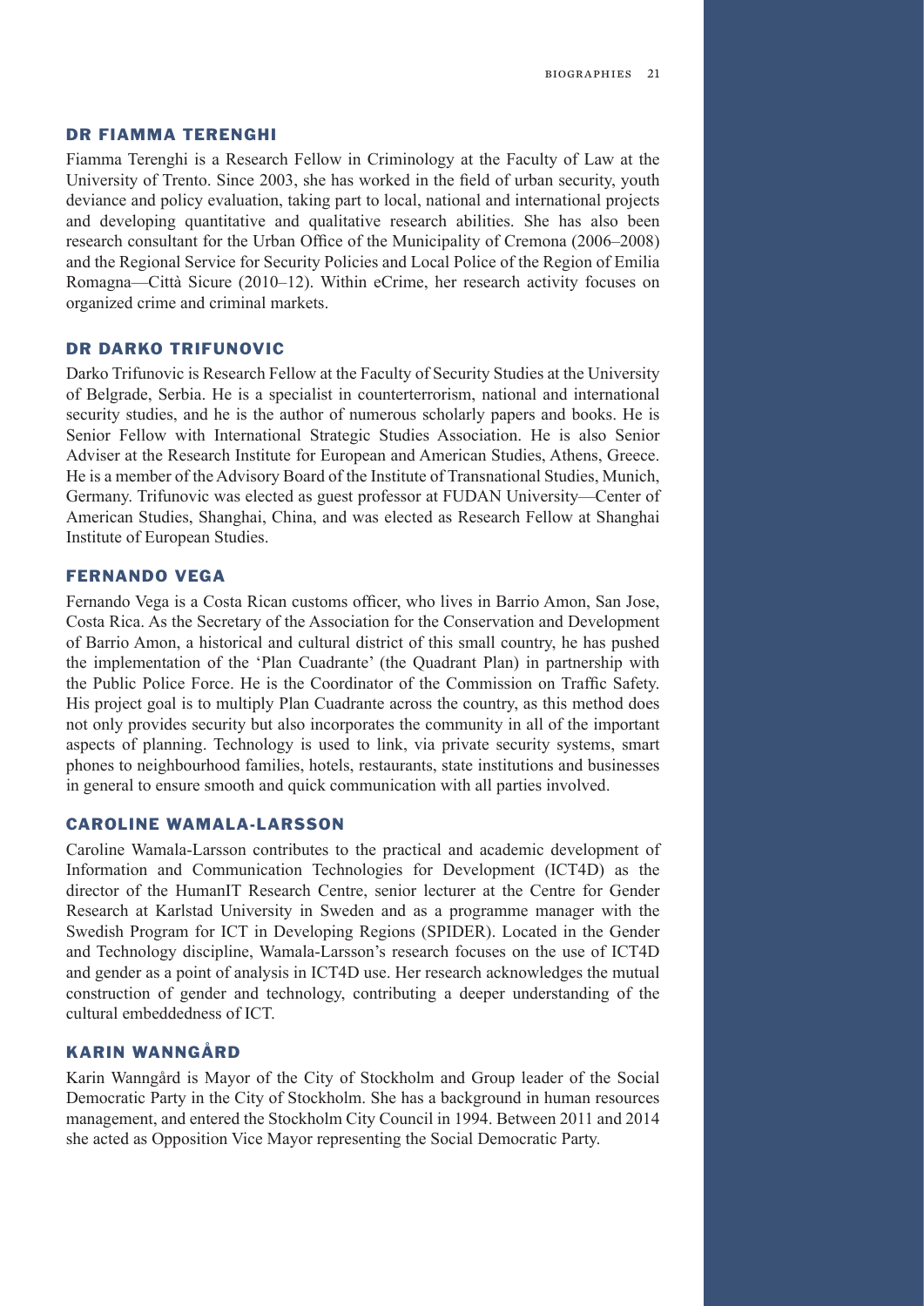## DR FIAMMA TERENGHI

Fiamma Terenghi is a Research Fellow in Criminology at the Faculty of Law at the University of Trento. Since 2003, she has worked in the field of urban security, youth deviance and policy evaluation, taking part to local, national and international projects and developing quantitative and qualitative research abilities. She has also been research consultant for the Urban Office of the Municipality of Cremona (2006–2008) and the Regional Service for Security Policies and Local Police of the Region of Emilia Romagna—Città Sicure (2010–12). Within eCrime, her research activity focuses on organized crime and criminal markets.

## DR DARKO TRIFUNOVIC

Darko Trifunovic is Research Fellow at the Faculty of Security Studies at the University of Belgrade, Serbia. He is a specialist in counterterrorism, national and international security studies, and he is the author of numerous scholarly papers and books. He is Senior Fellow with International Strategic Studies Association. He is also Senior Adviser at the Research Institute for European and American Studies, Athens, Greece. He is a member of the Advisory Board of the Institute of Transnational Studies, Munich, Germany. Trifunovic was elected as guest professor at FUDAN University—Center of American Studies, Shanghai, China, and was elected as Research Fellow at Shanghai Institute of European Studies.

## FERNANDO VEGA

Fernando Vega is a Costa Rican customs officer, who lives in Barrio Amon, San Jose, Costa Rica. As the Secretary of the Association for the Conservation and Development of Barrio Amon, a historical and cultural district of this small country, he has pushed the implementation of the 'Plan Cuadrante' (the Quadrant Plan) in partnership with the Public Police Force. He is the Coordinator of the Commission on Traffic Safety. His project goal is to multiply Plan Cuadrante across the country, as this method does not only provides security but also incorporates the community in all of the important aspects of planning. Technology is used to link, via private security systems, smart phones to neighbourhood families, hotels, restaurants, state institutions and businesses in general to ensure smooth and quick communication with all parties involved.

## CAROLINE WAMALA-LARSSON

Caroline Wamala-Larsson contributes to the practical and academic development of Information and Communication Technologies for Development (ICT4D) as the director of the HumanIT Research Centre, senior lecturer at the Centre for Gender Research at Karlstad University in Sweden and as a programme manager with the Swedish Program for ICT in Developing Regions (SPIDER). Located in the Gender and Technology discipline, Wamala-Larsson's research focuses on the use of ICT4D and gender as a point of analysis in ICT4D use. Her research acknowledges the mutual construction of gender and technology, contributing a deeper understanding of the cultural embeddedness of ICT.

## KARIN WANNGÅRD

Karin Wanngård is Mayor of the City of Stockholm and Group leader of the Social Democratic Party in the City of Stockholm. She has a background in human resources management, and entered the Stockholm City Council in 1994. Between 2011 and 2014 she acted as Opposition Vice Mayor representing the Social Democratic Party.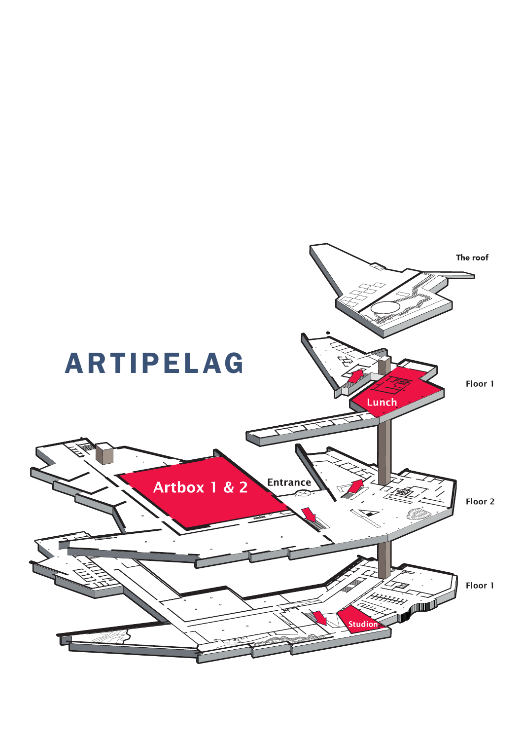# ARTIPELAG

The roof

Floor 1

Lunch

Artbox 1 & 2

Entrance

Floor 2

Floor 1

Studion